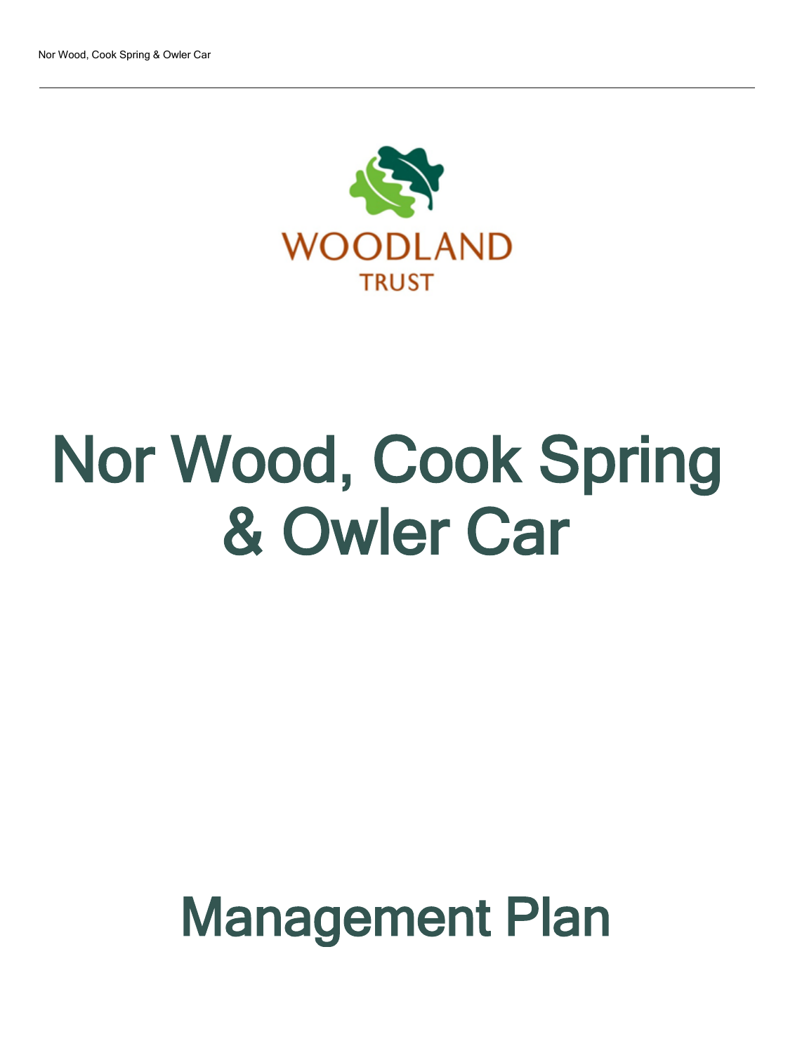WOODLAND TRUST

# Nor Wood, Cook Spring & Owler Car

# Management Plan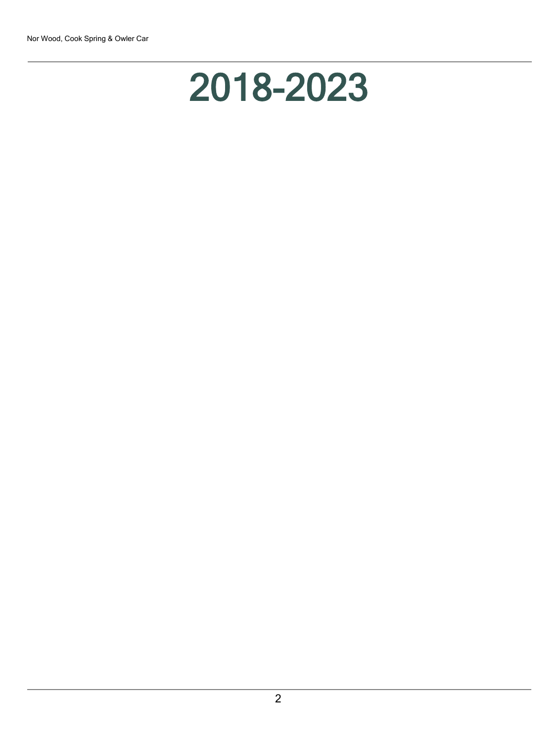# 2018-2023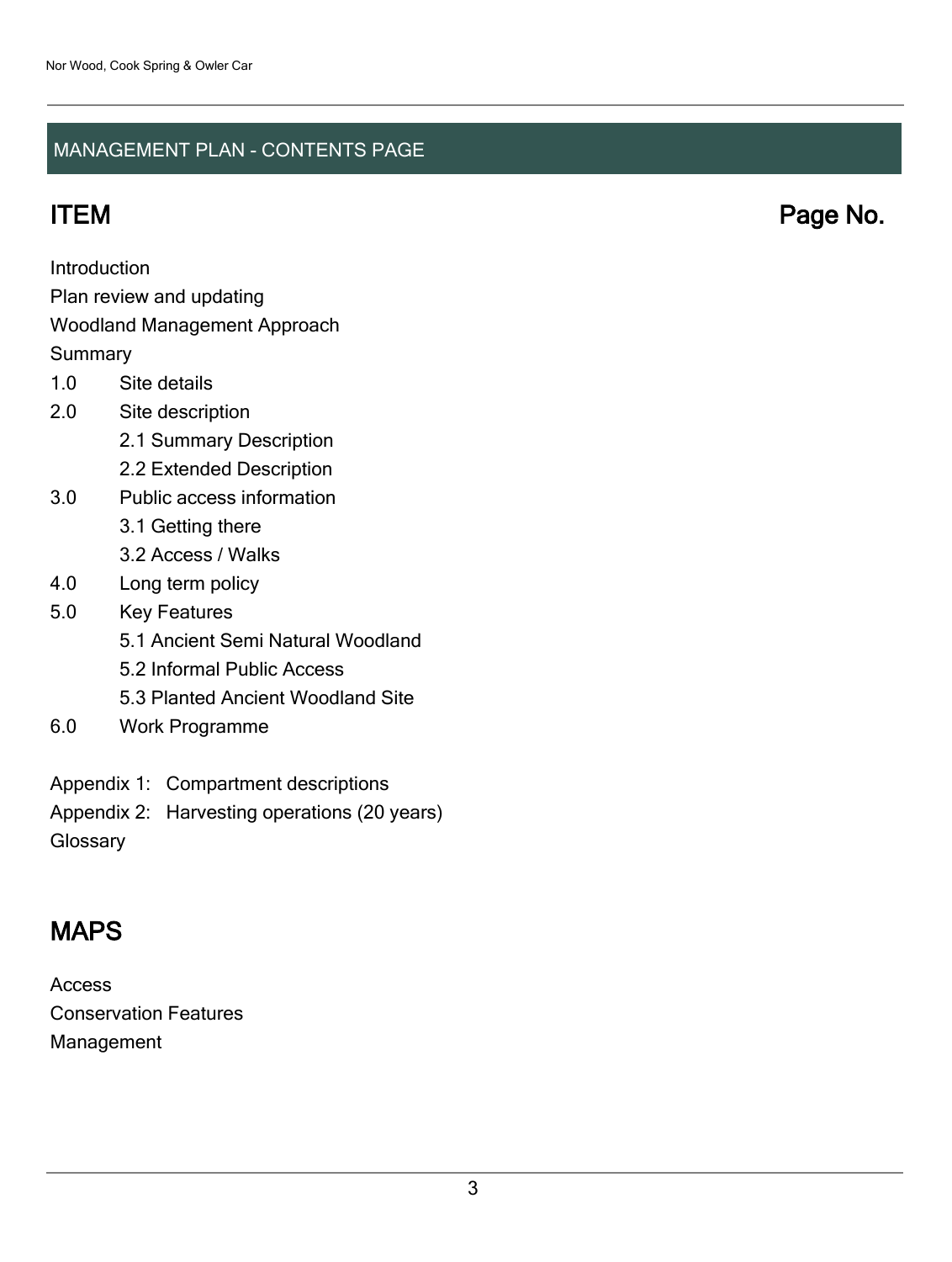## MANAGEMENT PLAN - CONTENTS PAGE

| ITEM | Page No. |
| --- | --- |
| Introduction | |
| Plan review and updating | |
| Woodland Management Approach | |
| Summary | |
| 1.0 Site details | |
| 2.0 Site description | |
| 2.1 Summary Description | |
| 2.2 Extended Description | |
| 3.0 Public access information | |
| 3.1 Getting there | |
| 3.2 Access / Walks | |
| 4.0 Long term policy | |
| 5.0 Key Features | |
| 5.1 Ancient Semi Natural Woodland | |
| 5.2 Informal Public Access | |
| 5.3 Planted Ancient Woodland Site | |
| 6.0 Work Programme | |
| Appendix 1: Compartment descriptions | |
| Appendix 2: Harvesting operations (20 years) | |
| Glossary | |

## MAPS

Access

Conservation Features

Management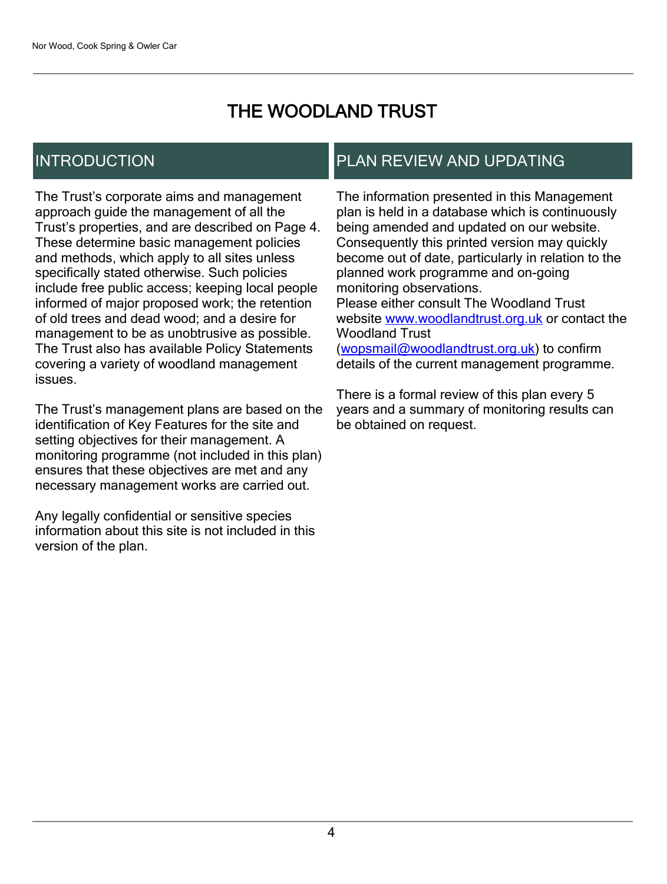# THE WOODLAND TRUST

## INTRODUCTION

The Trust's corporate aims and management approach guide the management of all the Trust's properties, and are described on Page 4. These determine basic management policies and methods, which apply to all sites unless specifically stated otherwise. Such policies include free public access; keeping local people informed of major proposed work; the retention of old trees and dead wood; and a desire for management to be as unobtrusive as possible. The Trust also has available Policy Statements covering a variety of woodland management issues.

The Trust's management plans are based on the identification of Key Features for the site and setting objectives for their management. A monitoring programme (not included in this plan) ensures that these objectives are met and any necessary management works are carried out.

Any legally confidential or sensitive species information about this site is not included in this version of the plan.

## PLAN REVIEW AND UPDATING

The information presented in this Management plan is held in a database which is continuously being amended and updated on our website. Consequently this printed version may quickly become out of date, particularly in relation to the planned work programme and on-going monitoring observations.
Please either consult The Woodland Trust website [www.woodlandtrust.org.uk](http://www.woodlandtrust.org.uk) or contact the Woodland Trust ([wopsmail@woodlandtrust.org.uk](mailto:wopsmail@woodlandtrust.org.uk)) to confirm details of the current management programme.

There is a formal review of this plan every 5 years and a summary of monitoring results can be obtained on request.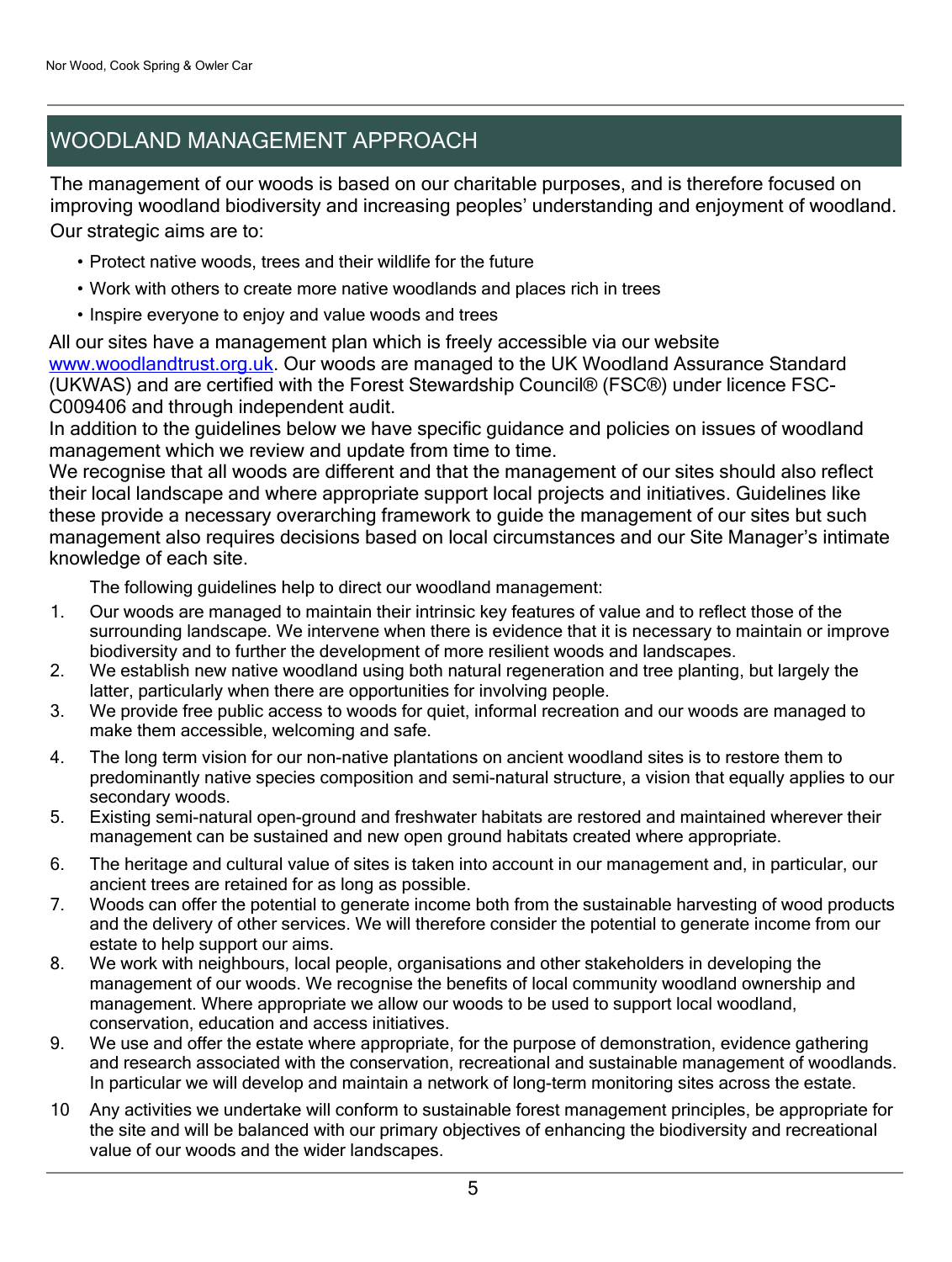## WOODLAND MANAGEMENT APPROACH

The management of our woods is based on our charitable purposes, and is therefore focused on improving woodland biodiversity and increasing peoples' understanding and enjoyment of woodland. Our strategic aims are to:

- Protect native woods, trees and their wildlife for the future
- Work with others to create more native woodlands and places rich in trees
- Inspire everyone to enjoy and value woods and trees

All our sites have a management plan which is freely accessible via our website [www.woodlandtrust.org.uk](http://www.woodlandtrust.org.uk). Our woods are managed to the UK Woodland Assurance Standard (UKWAS) and are certified with the Forest Stewardship Council® (FSC®) under licence FSC-C009406 and through independent audit.

In addition to the guidelines below we have specific guidance and policies on issues of woodland management which we review and update from time to time.

We recognise that all woods are different and that the management of our sites should also reflect their local landscape and where appropriate support local projects and initiatives. Guidelines like these provide a necessary overarching framework to guide the management of our sites but such management also requires decisions based on local circumstances and our Site Manager's intimate knowledge of each site.

The following guidelines help to direct our woodland management:

1. Our woods are managed to maintain their intrinsic key features of value and to reflect those of the surrounding landscape. We intervene when there is evidence that it is necessary to maintain or improve biodiversity and to further the development of more resilient woods and landscapes.
2. We establish new native woodland using both natural regeneration and tree planting, but largely the latter, particularly when there are opportunities for involving people.
3. We provide free public access to woods for quiet, informal recreation and our woods are managed to make them accessible, welcoming and safe.
4. The long term vision for our non-native plantations on ancient woodland sites is to restore them to predominantly native species composition and semi-natural structure, a vision that equally applies to our secondary woods.
5. Existing semi-natural open-ground and freshwater habitats are restored and maintained wherever their management can be sustained and new open ground habitats created where appropriate.
6. The heritage and cultural value of sites is taken into account in our management and, in particular, our ancient trees are retained for as long as possible.
7. Woods can offer the potential to generate income both from the sustainable harvesting of wood products and the delivery of other services. We will therefore consider the potential to generate income from our estate to help support our aims.
8. We work with neighbours, local people, organisations and other stakeholders in developing the management of our woods. We recognise the benefits of local community woodland ownership and management. Where appropriate we allow our woods to be used to support local woodland, conservation, education and access initiatives.
9. We use and offer the estate where appropriate, for the purpose of demonstration, evidence gathering and research associated with the conservation, recreational and sustainable management of woodlands. In particular we will develop and maintain a network of long-term monitoring sites across the estate.
10. Any activities we undertake will conform to sustainable forest management principles, be appropriate for the site and will be balanced with our primary objectives of enhancing the biodiversity and recreational value of our woods and the wider landscapes.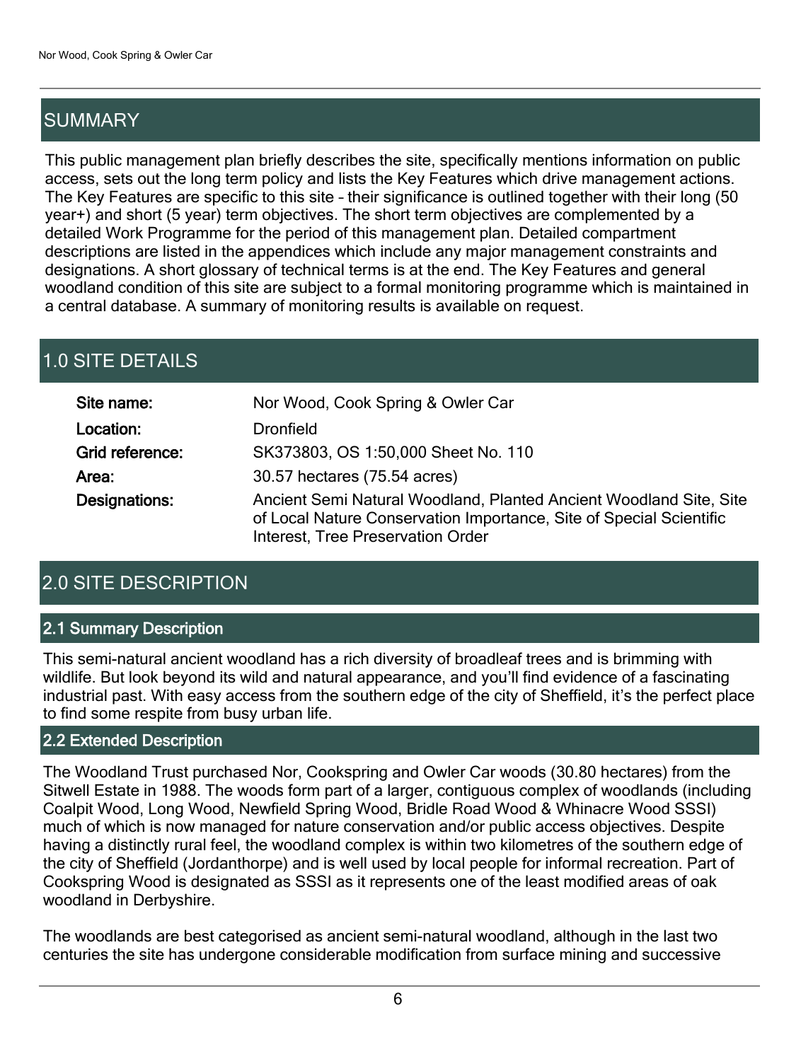## SUMMARY

This public management plan briefly describes the site, specifically mentions information on public access, sets out the long term policy and lists the Key Features which drive management actions. The Key Features are specific to this site – their significance is outlined together with their long (50 year+) and short (5 year) term objectives. The short term objectives are complemented by a detailed Work Programme for the period of this management plan. Detailed compartment descriptions are listed in the appendices which include any major management constraints and designations. A short glossary of technical terms is at the end. The Key Features and general woodland condition of this site are subject to a formal monitoring programme which is maintained in a central database. A summary of monitoring results is available on request.

## 1.0 SITE DETAILS

| | |
|---|---|
| **Site name:** | Nor Wood, Cook Spring & Owler Car |
| **Location:** | Dronfield |
| **Grid reference:** | SK373803, OS 1:50,000 Sheet No. 110 |
| **Area:** | 30.57 hectares (75.54 acres) |
| **Designations:** | Ancient Semi Natural Woodland, Planted Ancient Woodland Site, Site of Local Nature Conservation Importance, Site of Special Scientific Interest, Tree Preservation Order |

## 2.0 SITE DESCRIPTION

### 2.1 Summary Description

This semi-natural ancient woodland has a rich diversity of broadleaf trees and is brimming with wildlife. But look beyond its wild and natural appearance, and you'll find evidence of a fascinating industrial past. With easy access from the southern edge of the city of Sheffield, it's the perfect place to find some respite from busy urban life.

### 2.2 Extended Description

The Woodland Trust purchased Nor, Cookspring and Owler Car woods (30.80 hectares) from the Sitwell Estate in 1988. The woods form part of a larger, contiguous complex of woodlands (including Coalpit Wood, Long Wood, Newfield Spring Wood, Bridle Road Wood & Whinacre Wood SSSI) much of which is now managed for nature conservation and/or public access objectives. Despite having a distinctly rural feel, the woodland complex is within two kilometres of the southern edge of the city of Sheffield (Jordanthorpe) and is well used by local people for informal recreation. Part of Cookspring Wood is designated as SSSI as it represents one of the least modified areas of oak woodland in Derbyshire.

The woodlands are best categorised as ancient semi-natural woodland, although in the last two centuries the site has undergone considerable modification from surface mining and successive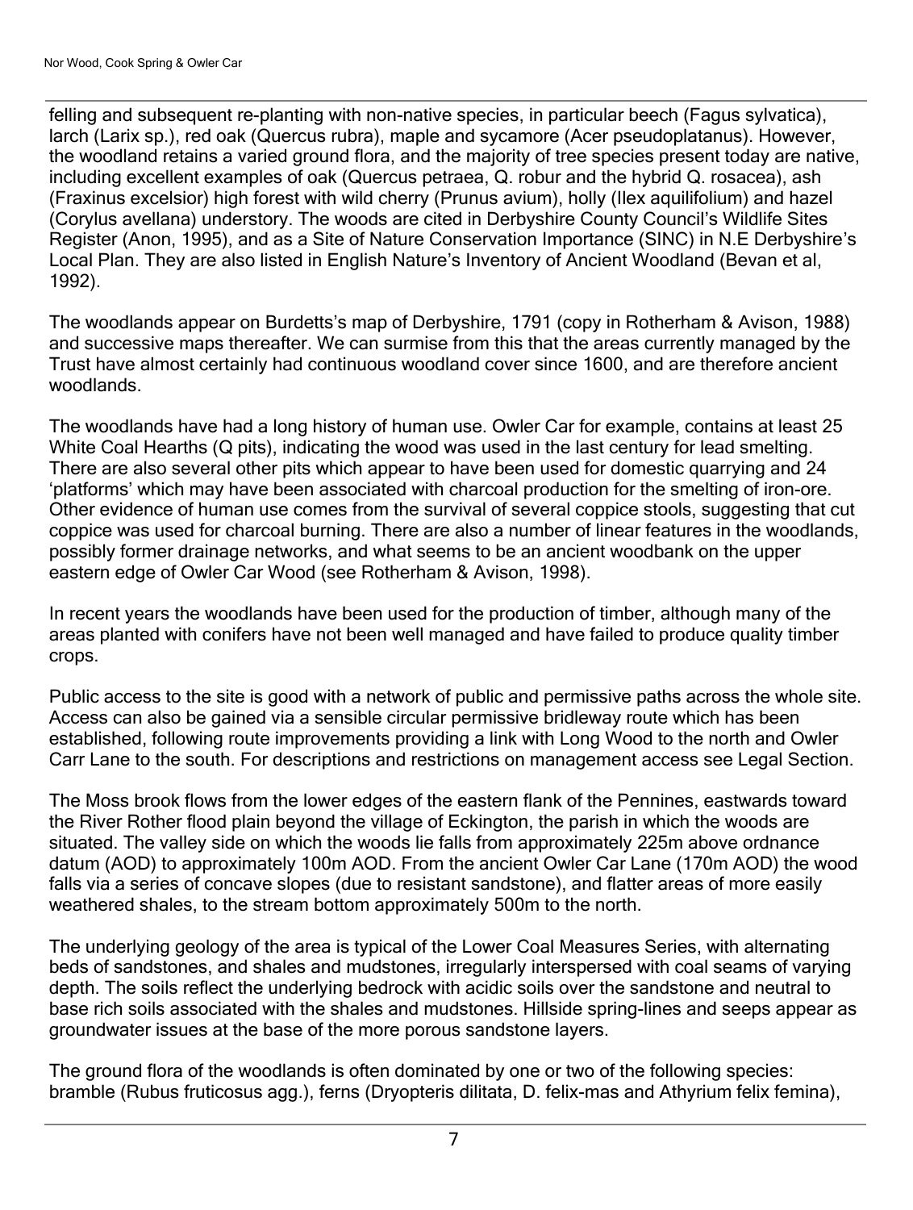felling and subsequent re-planting with non-native species, in particular beech (Fagus sylvatica), larch (Larix sp.), red oak (Quercus rubra), maple and sycamore (Acer pseudoplatanus). However, the woodland retains a varied ground flora, and the majority of tree species present today are native, including excellent examples of oak (Quercus petraea, Q. robur and the hybrid Q. rosacea), ash (Fraxinus excelsior) high forest with wild cherry (Prunus avium), holly (Ilex aquilifolium) and hazel (Corylus avellana) understory. The woods are cited in Derbyshire County Council's Wildlife Sites Register (Anon, 1995), and as a Site of Nature Conservation Importance (SINC) in N.E Derbyshire's Local Plan. They are also listed in English Nature's Inventory of Ancient Woodland (Bevan et al, 1992).

The woodlands appear on Burdetts's map of Derbyshire, 1791 (copy in Rotherham & Avison, 1988) and successive maps thereafter. We can surmise from this that the areas currently managed by the Trust have almost certainly had continuous woodland cover since 1600, and are therefore ancient woodlands.

The woodlands have had a long history of human use. Owler Car for example, contains at least 25 White Coal Hearths (Q pits), indicating the wood was used in the last century for lead smelting. There are also several other pits which appear to have been used for domestic quarrying and 24 'platforms' which may have been associated with charcoal production for the smelting of iron-ore. Other evidence of human use comes from the survival of several coppice stools, suggesting that cut coppice was used for charcoal burning. There are also a number of linear features in the woodlands, possibly former drainage networks, and what seems to be an ancient woodbank on the upper eastern edge of Owler Car Wood (see Rotherham & Avison, 1998).

In recent years the woodlands have been used for the production of timber, although many of the areas planted with conifers have not been well managed and have failed to produce quality timber crops.

Public access to the site is good with a network of public and permissive paths across the whole site. Access can also be gained via a sensible circular permissive bridleway route which has been established, following route improvements providing a link with Long Wood to the north and Owler Carr Lane to the south. For descriptions and restrictions on management access see Legal Section.

The Moss brook flows from the lower edges of the eastern flank of the Pennines, eastwards toward the River Rother flood plain beyond the village of Eckington, the parish in which the woods are situated. The valley side on which the woods lie falls from approximately 225m above ordnance datum (AOD) to approximately 100m AOD. From the ancient Owler Car Lane (170m AOD) the wood falls via a series of concave slopes (due to resistant sandstone), and flatter areas of more easily weathered shales, to the stream bottom approximately 500m to the north.

The underlying geology of the area is typical of the Lower Coal Measures Series, with alternating beds of sandstones, and shales and mudstones, irregularly interspersed with coal seams of varying depth. The soils reflect the underlying bedrock with acidic soils over the sandstone and neutral to base rich soils associated with the shales and mudstones. Hillside spring-lines and seeps appear as groundwater issues at the base of the more porous sandstone layers.

The ground flora of the woodlands is often dominated by one or two of the following species: bramble (Rubus fruticosus agg.), ferns (Dryopteris dilitata, D. felix-mas and Athyrium felix femina),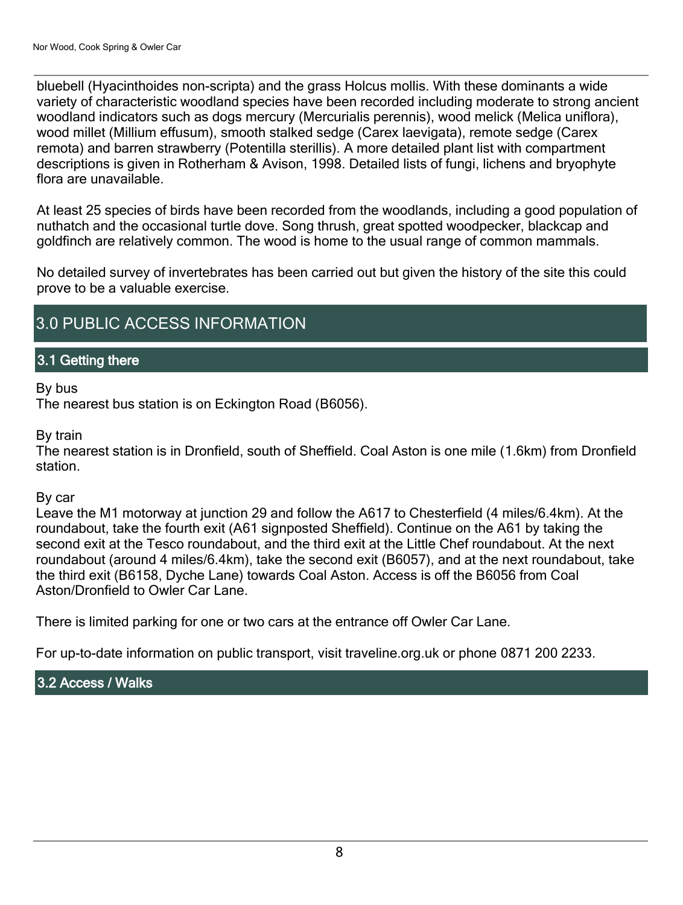bluebell (Hyacinthoides non-scripta) and the grass Holcus mollis. With these dominants a wide variety of characteristic woodland species have been recorded including moderate to strong ancient woodland indicators such as dogs mercury (Mercurialis perennis), wood melick (Melica uniflora), wood millet (Millium effusum), smooth stalked sedge (Carex laevigata), remote sedge (Carex remota) and barren strawberry (Potentilla sterillis). A more detailed plant list with compartment descriptions is given in Rotherham & Avison, 1998. Detailed lists of fungi, lichens and bryophyte flora are unavailable.

At least 25 species of birds have been recorded from the woodlands, including a good population of nuthatch and the occasional turtle dove. Song thrush, great spotted woodpecker, blackcap and goldfinch are relatively common. The wood is home to the usual range of common mammals.

No detailed survey of invertebrates has been carried out but given the history of the site this could prove to be a valuable exercise.

# 3.0 PUBLIC ACCESS INFORMATION

## 3.1 Getting there

By bus
The nearest bus station is on Eckington Road (B6056).

By train
The nearest station is in Dronfield, south of Sheffield. Coal Aston is one mile (1.6km) from Dronfield station.

By car
Leave the M1 motorway at junction 29 and follow the A617 to Chesterfield (4 miles/6.4km). At the roundabout, take the fourth exit (A61 signposted Sheffield). Continue on the A61 by taking the second exit at the Tesco roundabout, and the third exit at the Little Chef roundabout. At the next roundabout (around 4 miles/6.4km), take the second exit (B6057), and at the next roundabout, take the third exit (B6158, Dyche Lane) towards Coal Aston. Access is off the B6056 from Coal Aston/Dronfield to Owler Car Lane.

There is limited parking for one or two cars at the entrance off Owler Car Lane.

For up-to-date information on public transport, visit traveline.org.uk or phone 0871 200 2233.

## 3.2 Access / Walks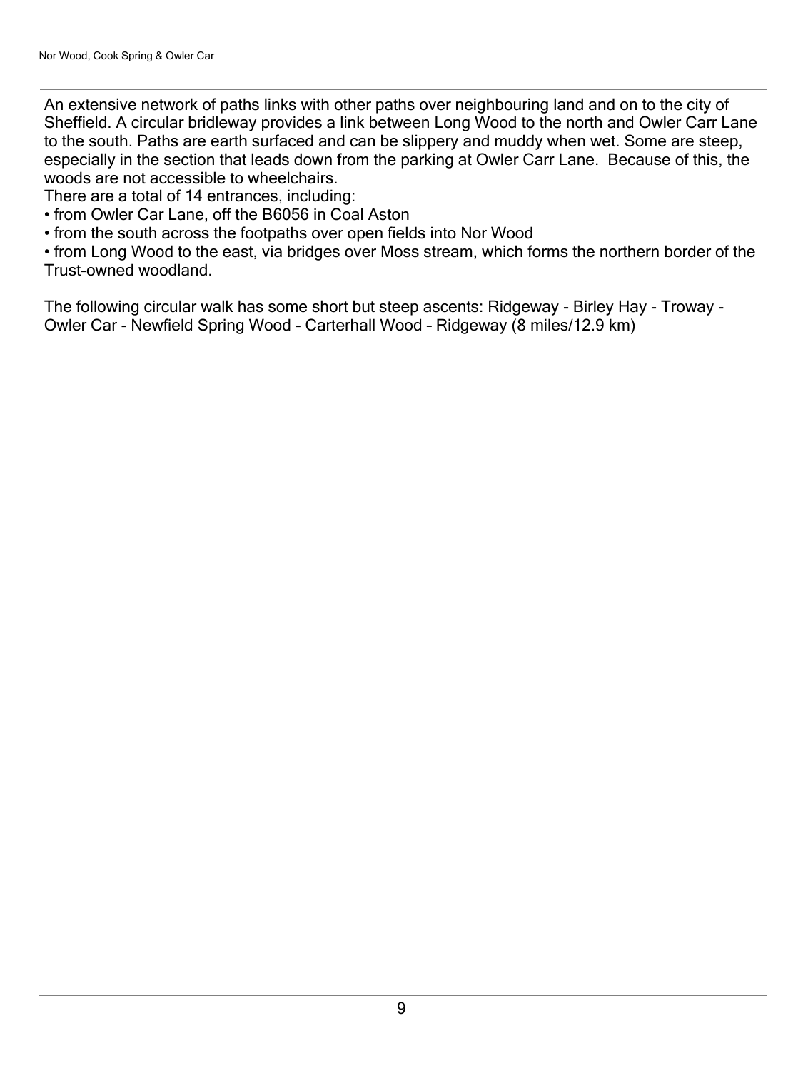An extensive network of paths links with other paths over neighbouring land and on to the city of Sheffield. A circular bridleway provides a link between Long Wood to the north and Owler Carr Lane to the south. Paths are earth surfaced and can be slippery and muddy when wet. Some are steep, especially in the section that leads down from the parking at Owler Carr Lane. Because of this, the woods are not accessible to wheelchairs.

There are a total of 14 entrances, including:

- from Owler Car Lane, off the B6056 in Coal Aston
- from the south across the footpaths over open fields into Nor Wood
- from Long Wood to the east, via bridges over Moss stream, which forms the northern border of the Trust-owned woodland.

The following circular walk has some short but steep ascents: Ridgeway - Birley Hay - Troway - Owler Car - Newfield Spring Wood - Carterhall Wood – Ridgeway (8 miles/12.9 km)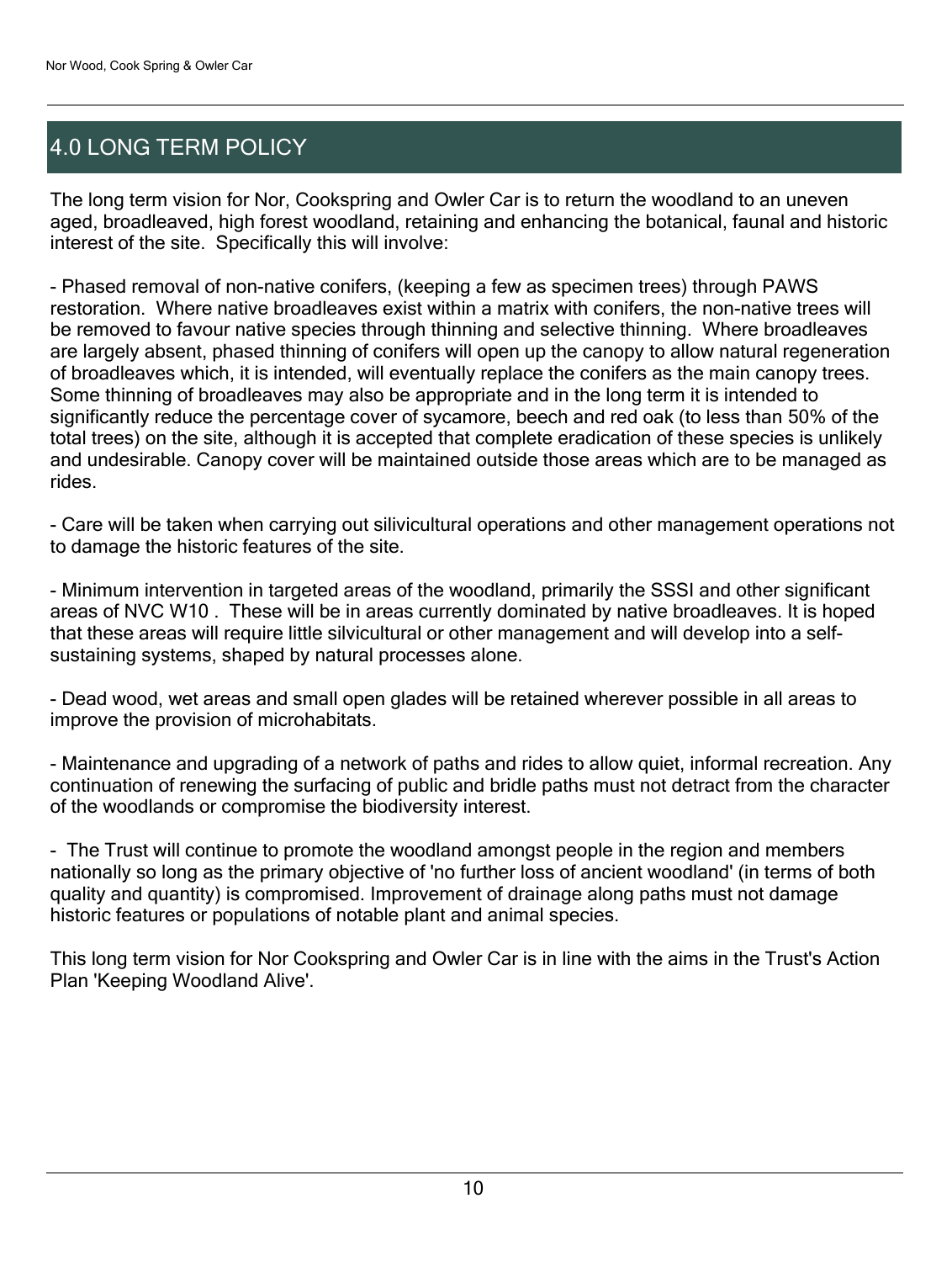# 4.0 LONG TERM POLICY

The long term vision for Nor, Cookspring and Owler Car is to return the woodland to an uneven aged, broadleaved, high forest woodland, retaining and enhancing the botanical, faunal and historic interest of the site. Specifically this will involve:

- Phased removal of non-native conifers, (keeping a few as specimen trees) through PAWS restoration. Where native broadleaves exist within a matrix with conifers, the non-native trees will be removed to favour native species through thinning and selective thinning. Where broadleaves are largely absent, phased thinning of conifers will open up the canopy to allow natural regeneration of broadleaves which, it is intended, will eventually replace the conifers as the main canopy trees. Some thinning of broadleaves may also be appropriate and in the long term it is intended to significantly reduce the percentage cover of sycamore, beech and red oak (to less than 50% of the total trees) on the site, although it is accepted that complete eradication of these species is unlikely and undesirable. Canopy cover will be maintained outside those areas which are to be managed as rides.

- Care will be taken when carrying out silivicultural operations and other management operations not to damage the historic features of the site.

- Minimum intervention in targeted areas of the woodland, primarily the SSSI and other significant areas of NVC W10 . These will be in areas currently dominated by native broadleaves. It is hoped that these areas will require little silvicultural or other management and will develop into a self-sustaining systems, shaped by natural processes alone.

- Dead wood, wet areas and small open glades will be retained wherever possible in all areas to improve the provision of microhabitats.

- Maintenance and upgrading of a network of paths and rides to allow quiet, informal recreation. Any continuation of renewing the surfacing of public and bridle paths must not detract from the character of the woodlands or compromise the biodiversity interest.

- The Trust will continue to promote the woodland amongst people in the region and members nationally so long as the primary objective of 'no further loss of ancient woodland' (in terms of both quality and quantity) is compromised. Improvement of drainage along paths must not damage historic features or populations of notable plant and animal species.

This long term vision for Nor Cookspring and Owler Car is in line with the aims in the Trust's Action Plan 'Keeping Woodland Alive'.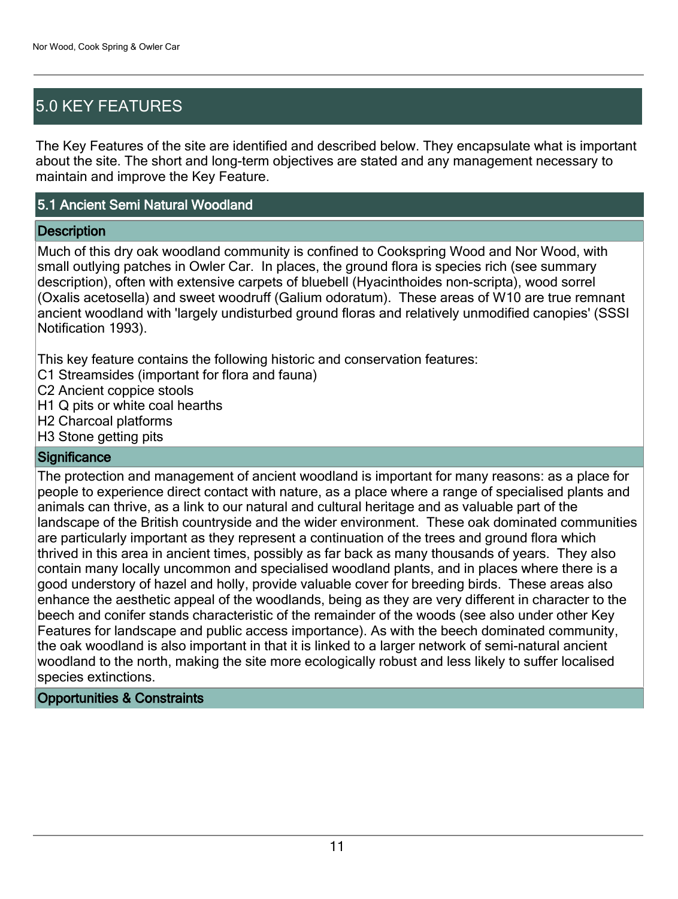## 5.0 KEY FEATURES

The Key Features of the site are identified and described below. They encapsulate what is important about the site. The short and long-term objectives are stated and any management necessary to maintain and improve the Key Feature.

### 5.1 Ancient Semi Natural Woodland

#### Description

Much of this dry oak woodland community is confined to Cookspring Wood and Nor Wood, with small outlying patches in Owler Car. In places, the ground flora is species rich (see summary description), often with extensive carpets of bluebell (Hyacinthoides non-scripta), wood sorrel (Oxalis acetosella) and sweet woodruff (Galium odoratum). These areas of W10 are true remnant ancient woodland with 'largely undisturbed ground floras and relatively unmodified canopies' (SSSI Notification 1993).

This key feature contains the following historic and conservation features:
C1 Streamsides (important for flora and fauna)
C2 Ancient coppice stools
H1 Q pits or white coal hearths
H2 Charcoal platforms
H3 Stone getting pits

#### Significance

The protection and management of ancient woodland is important for many reasons: as a place for people to experience direct contact with nature, as a place where a range of specialised plants and animals can thrive, as a link to our natural and cultural heritage and as valuable part of the landscape of the British countryside and the wider environment. These oak dominated communities are particularly important as they represent a continuation of the trees and ground flora which thrived in this area in ancient times, possibly as far back as many thousands of years. They also contain many locally uncommon and specialised woodland plants, and in places where there is a good understory of hazel and holly, provide valuable cover for breeding birds. These areas also enhance the aesthetic appeal of the woodlands, being as they are very different in character to the beech and conifer stands characteristic of the remainder of the woods (see also under other Key Features for landscape and public access importance). As with the beech dominated community, the oak woodland is also important in that it is linked to a larger network of semi-natural ancient woodland to the north, making the site more ecologically robust and less likely to suffer localised species extinctions.

#### Opportunities & Constraints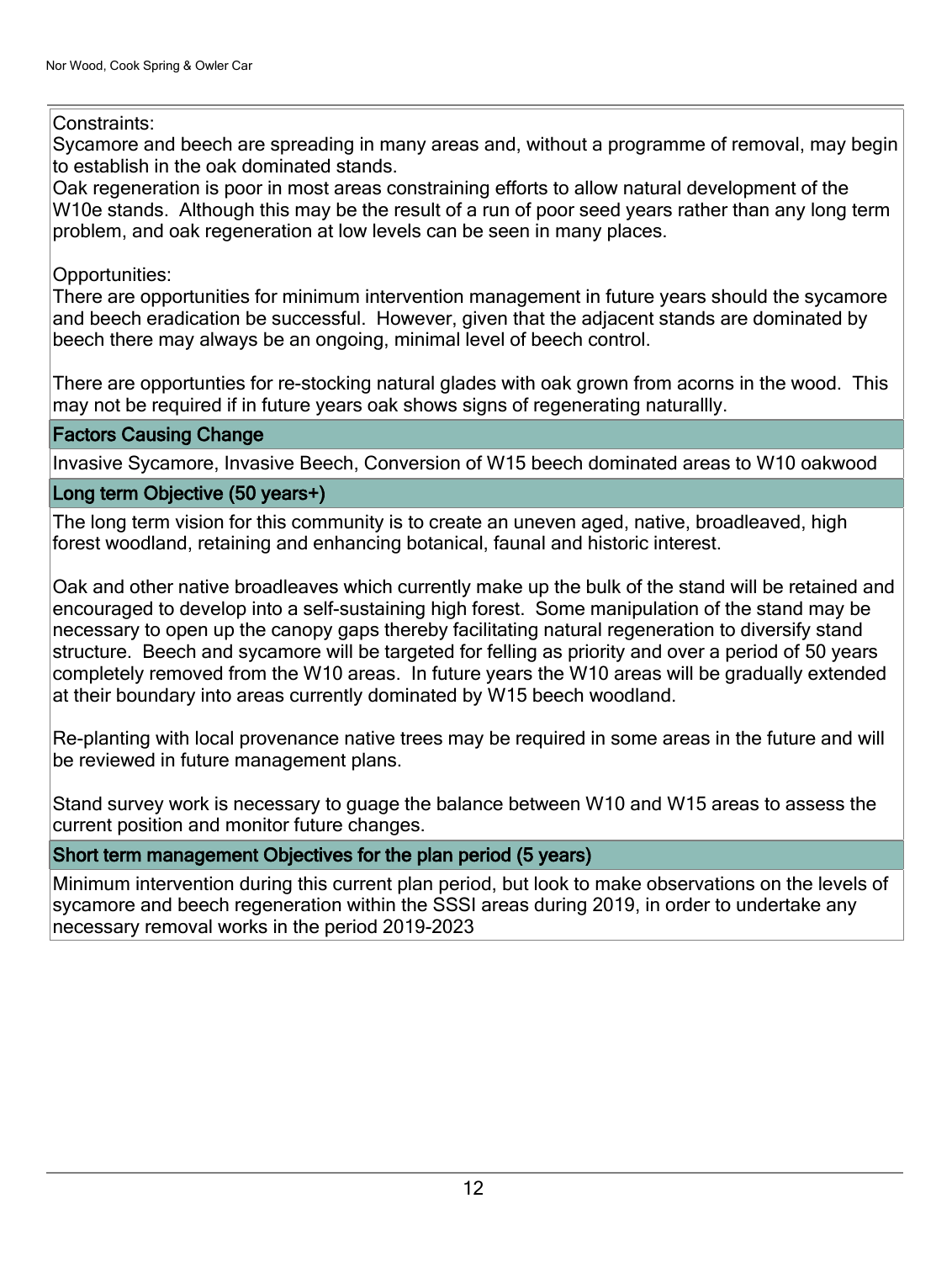Constraints:
Sycamore and beech are spreading in many areas and, without a programme of removal, may begin to establish in the oak dominated stands.
Oak regeneration is poor in most areas constraining efforts to allow natural development of the W10e stands. Although this may be the result of a run of poor seed years rather than any long term problem, and oak regeneration at low levels can be seen in many places.

Opportunities:
There are opportunities for minimum intervention management in future years should the sycamore and beech eradication be successful. However, given that the adjacent stands are dominated by beech there may always be an ongoing, minimal level of beech control.

There are opportunties for re-stocking natural glades with oak grown from acorns in the wood. This may not be required if in future years oak shows signs of regenerating naturallly.

### Factors Causing Change

Invasive Sycamore, Invasive Beech, Conversion of W15 beech dominated areas to W10 oakwood

### Long term Objective (50 years+)

The long term vision for this community is to create an uneven aged, native, broadleaved, high forest woodland, retaining and enhancing botanical, faunal and historic interest.

Oak and other native broadleaves which currently make up the bulk of the stand will be retained and encouraged to develop into a self-sustaining high forest. Some manipulation of the stand may be necessary to open up the canopy gaps thereby facilitating natural regeneration to diversify stand structure. Beech and sycamore will be targeted for felling as priority and over a period of 50 years completely removed from the W10 areas. In future years the W10 areas will be gradually extended at their boundary into areas currently dominated by W15 beech woodland.

Re-planting with local provenance native trees may be required in some areas in the future and will be reviewed in future management plans.

Stand survey work is necessary to guage the balance between W10 and W15 areas to assess the current position and monitor future changes.

### Short term management Objectives for the plan period (5 years)

Minimum intervention during this current plan period, but look to make observations on the levels of sycamore and beech regeneration within the SSSI areas during 2019, in order to undertake any necessary removal works in the period 2019-2023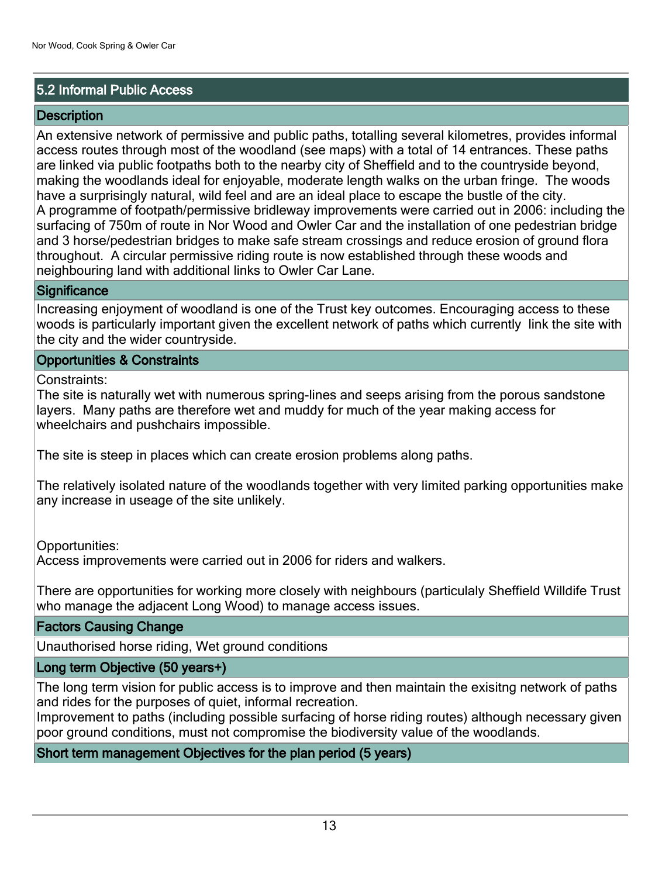## 5.2 Informal Public Access

### Description

An extensive network of permissive and public paths, totalling several kilometres, provides informal access routes through most of the woodland (see maps) with a total of 14 entrances. These paths are linked via public footpaths both to the nearby city of Sheffield and to the countryside beyond, making the woodlands ideal for enjoyable, moderate length walks on the urban fringe. The woods have a surprisingly natural, wild feel and are an ideal place to escape the bustle of the city.
A programme of footpath/permissive bridleway improvements were carried out in 2006: including the surfacing of 750m of route in Nor Wood and Owler Car and the installation of one pedestrian bridge and 3 horse/pedestrian bridges to make safe stream crossings and reduce erosion of ground flora throughout. A circular permissive riding route is now established through these woods and neighbouring land with additional links to Owler Car Lane.

### Significance

Increasing enjoyment of woodland is one of the Trust key outcomes. Encouraging access to these woods is particularly important given the excellent network of paths which currently link the site with the city and the wider countryside.

### Opportunities & Constraints

Constraints:
The site is naturally wet with numerous spring-lines and seeps arising from the porous sandstone layers. Many paths are therefore wet and muddy for much of the year making access for wheelchairs and pushchairs impossible.

The site is steep in places which can create erosion problems along paths.

The relatively isolated nature of the woodlands together with very limited parking opportunities make any increase in useage of the site unlikely.

Opportunities:
Access improvements were carried out in 2006 for riders and walkers.

There are opportunities for working more closely with neighbours (particulaly Sheffield Willdife Trust who manage the adjacent Long Wood) to manage access issues.

### Factors Causing Change

Unauthorised horse riding, Wet ground conditions

### Long term Objective (50 years+)

The long term vision for public access is to improve and then maintain the exisitng network of paths and rides for the purposes of quiet, informal recreation.
Improvement to paths (including possible surfacing of horse riding routes) although necessary given poor ground conditions, must not compromise the biodiversity value of the woodlands.

### Short term management Objectives for the plan period (5 years)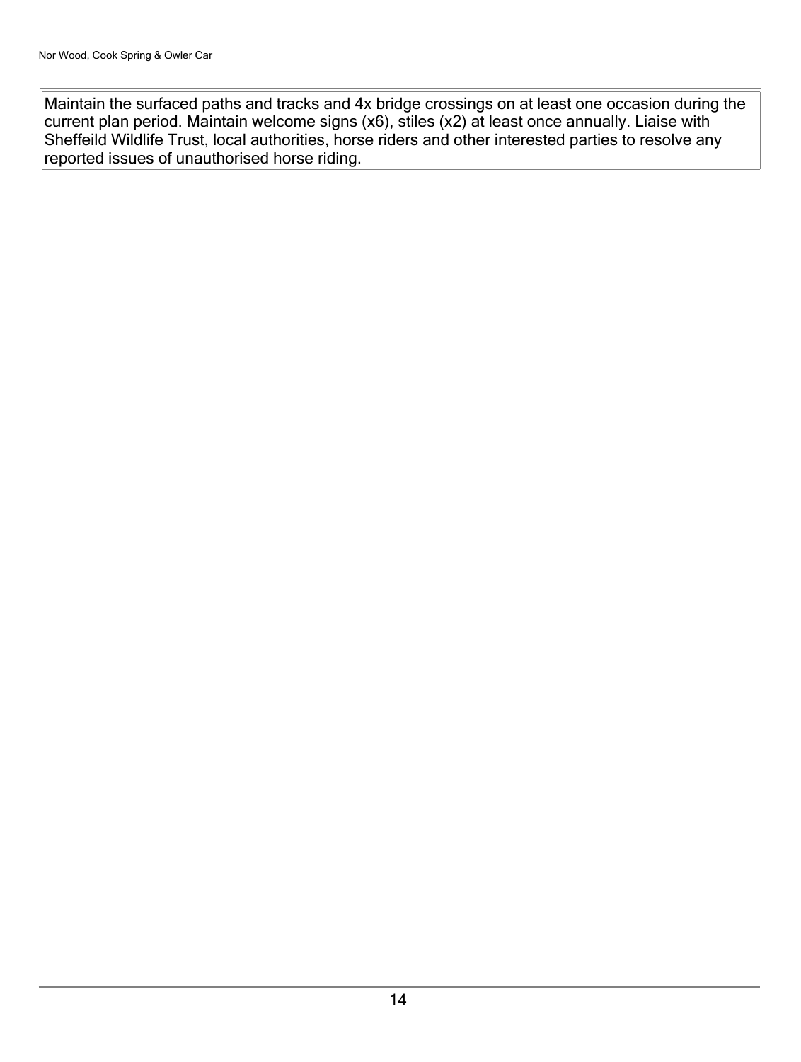Maintain the surfaced paths and tracks and 4x bridge crossings on at least one occasion during the current plan period. Maintain welcome signs (x6), stiles (x2) at least once annually. Liaise with Sheffeild Wildlife Trust, local authorities, horse riders and other interested parties to resolve any reported issues of unauthorised horse riding.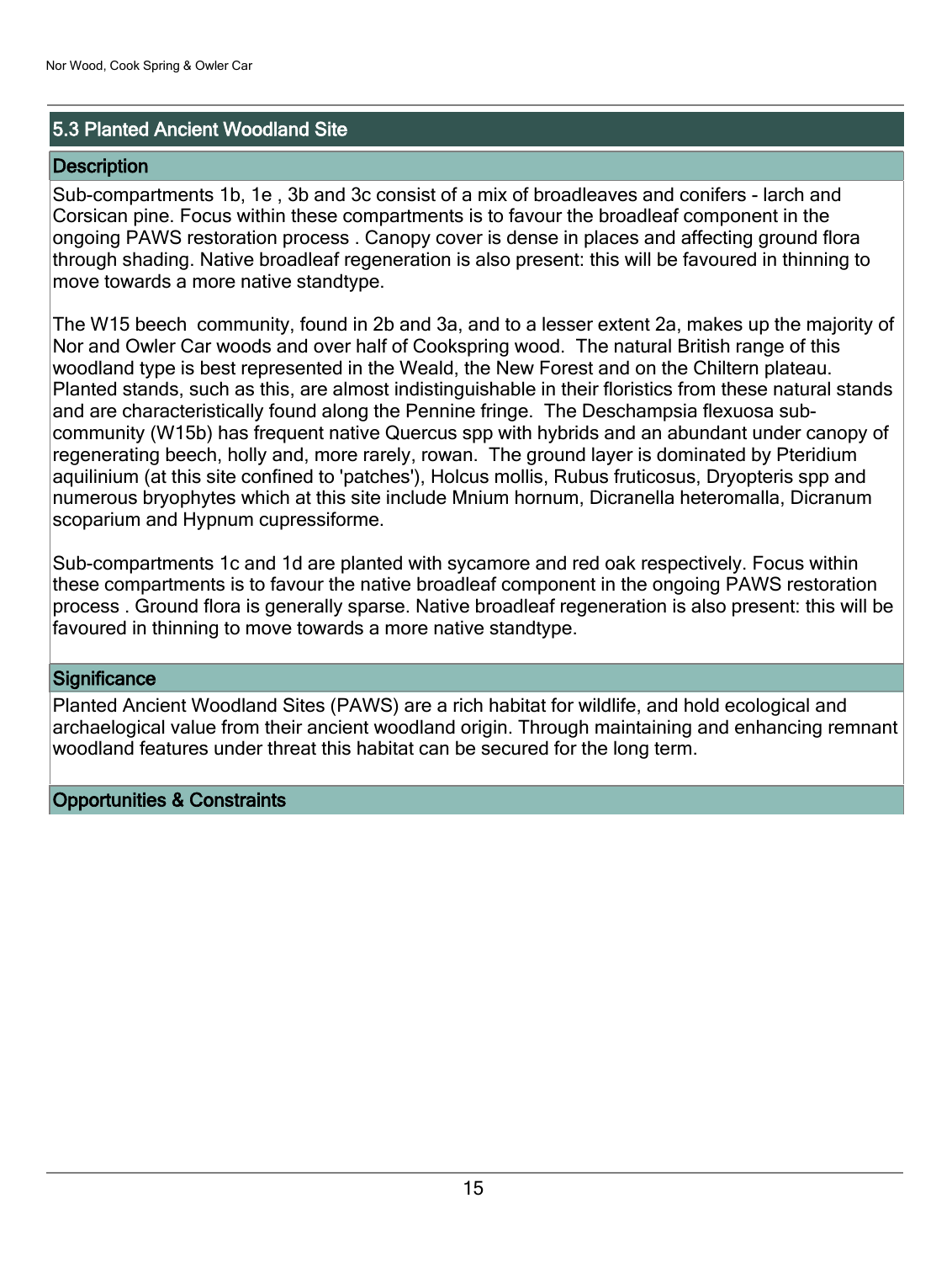## 5.3 Planted Ancient Woodland Site

### Description

Sub-compartments 1b, 1e , 3b and 3c consist of a mix of broadleaves and conifers - larch and Corsican pine. Focus within these compartments is to favour the broadleaf component in the ongoing PAWS restoration process . Canopy cover is dense in places and affecting ground flora through shading. Native broadleaf regeneration is also present: this will be favoured in thinning to move towards a more native standtype.

The W15 beech community, found in 2b and 3a, and to a lesser extent 2a, makes up the majority of Nor and Owler Car woods and over half of Cookspring wood. The natural British range of this woodland type is best represented in the Weald, the New Forest and on the Chiltern plateau. Planted stands, such as this, are almost indistinguishable in their floristics from these natural stands and are characteristically found along the Pennine fringe. The Deschampsia flexuosa sub-community (W15b) has frequent native Quercus spp with hybrids and an abundant under canopy of regenerating beech, holly and, more rarely, rowan. The ground layer is dominated by Pteridium aquilinium (at this site confined to 'patches'), Holcus mollis, Rubus fruticosus, Dryopteris spp and numerous bryophytes which at this site include Mnium hornum, Dicranella heteromalla, Dicranum scoparium and Hypnum cupressiforme.

Sub-compartments 1c and 1d are planted with sycamore and red oak respectively. Focus within these compartments is to favour the native broadleaf component in the ongoing PAWS restoration process . Ground flora is generally sparse. Native broadleaf regeneration is also present: this will be favoured in thinning to move towards a more native standtype.

### Significance

Planted Ancient Woodland Sites (PAWS) are a rich habitat for wildlife, and hold ecological and archaelogical value from their ancient woodland origin. Through maintaining and enhancing remnant woodland features under threat this habitat can be secured for the long term.

### Opportunities & Constraints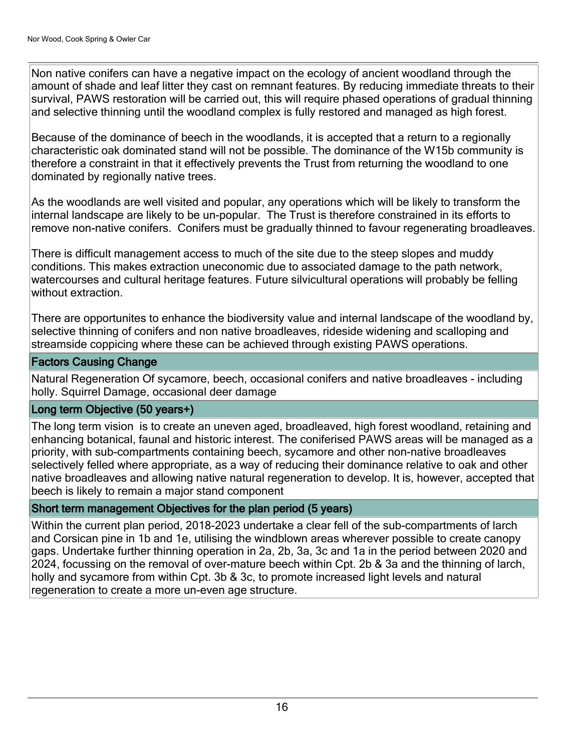Non native conifers can have a negative impact on the ecology of ancient woodland through the amount of shade and leaf litter they cast on remnant features. By reducing immediate threats to their survival, PAWS restoration will be carried out, this will require phased operations of gradual thinning and selective thinning until the woodland complex is fully restored and managed as high forest.

Because of the dominance of beech in the woodlands, it is accepted that a return to a regionally characteristic oak dominated stand will not be possible. The dominance of the W15b community is therefore a constraint in that it effectively prevents the Trust from returning the woodland to one dominated by regionally native trees.

As the woodlands are well visited and popular, any operations which will be likely to transform the internal landscape are likely to be un-popular. The Trust is therefore constrained in its efforts to remove non-native conifers. Conifers must be gradually thinned to favour regenerating broadleaves.

There is difficult management access to much of the site due to the steep slopes and muddy conditions. This makes extraction uneconomic due to associated damage to the path network, watercourses and cultural heritage features. Future silvicultural operations will probably be felling without extraction.

There are opportunites to enhance the biodiversity value and internal landscape of the woodland by, selective thinning of conifers and non native broadleaves, rideside widening and scalloping and streamside coppicing where these can be achieved through existing PAWS operations.

## Factors Causing Change

Natural Regeneration Of sycamore, beech, occasional conifers and native broadleaves - including holly. Squirrel Damage, occasional deer damage

## Long term Objective (50 years+)

The long term vision is to create an uneven aged, broadleaved, high forest woodland, retaining and enhancing botanical, faunal and historic interest. The coniferised PAWS areas will be managed as a priority, with sub-compartments containing beech, sycamore and other non-native broadleaves selectively felled where appropriate, as a way of reducing their dominance relative to oak and other native broadleaves and allowing native natural regeneration to develop. It is, however, accepted that beech is likely to remain a major stand component

## Short term management Objectives for the plan period (5 years)

Within the current plan period, 2018-2023 undertake a clear fell of the sub-compartments of larch and Corsican pine in 1b and 1e, utilising the windblown areas wherever possible to create canopy gaps. Undertake further thinning operation in 2a, 2b, 3a, 3c and 1a in the period between 2020 and 2024, focussing on the removal of over-mature beech within Cpt. 2b & 3a and the thinning of larch, holly and sycamore from within Cpt. 3b & 3c, to promote increased light levels and natural regeneration to create a more un-even age structure.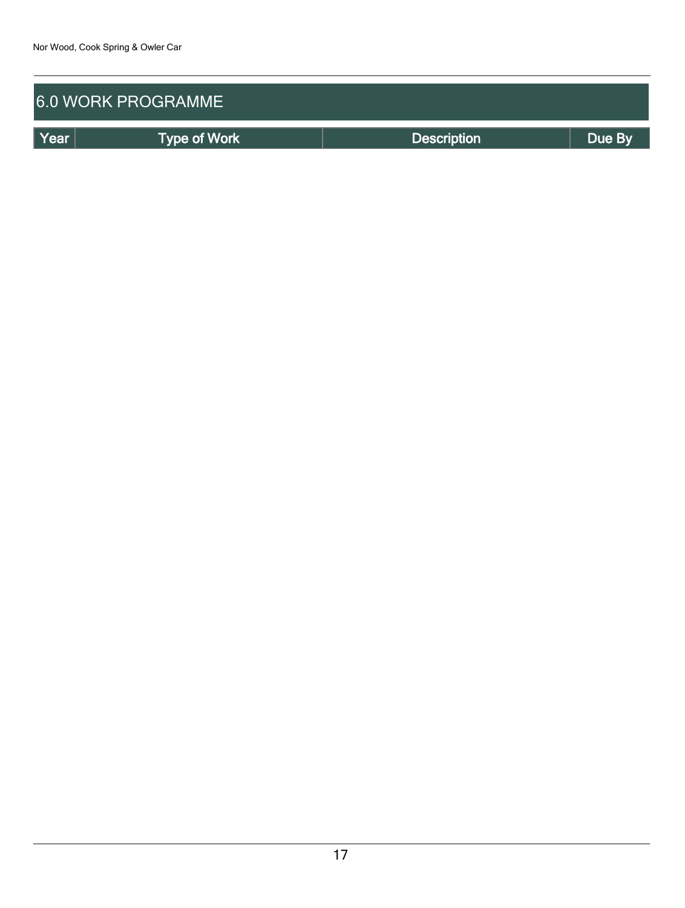## 6.0 WORK PROGRAMME

| Year | Type of Work | Description | Due By |
|---|---|---|---|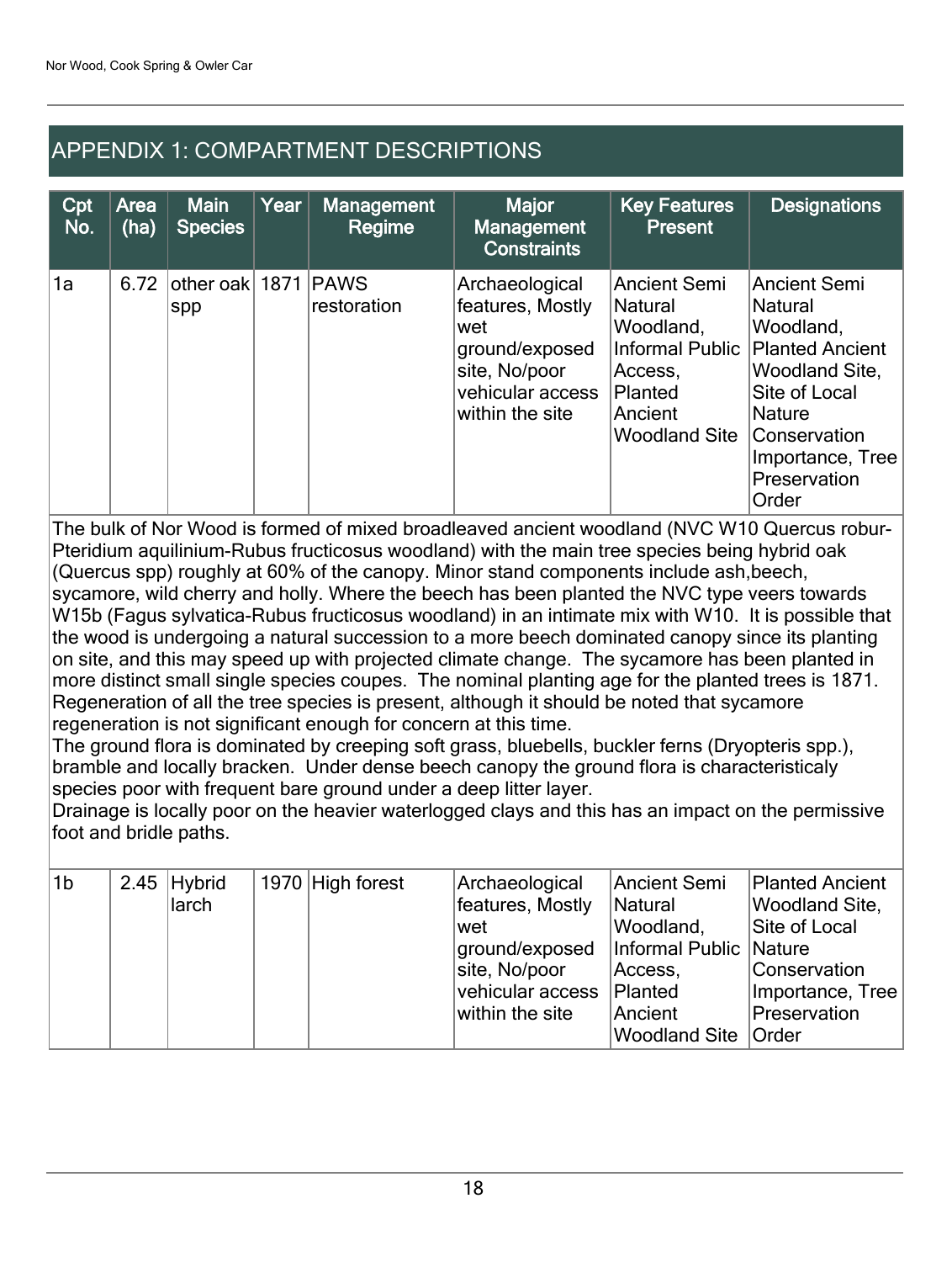## APPENDIX 1: COMPARTMENT DESCRIPTIONS

| Cpt No. | Area (ha) | Main Species | Year | Management Regime | Major Management Constraints | Key Features Present | Designations |
|---|---|---|---|---|---|---|---|
| 1a | 6.72 | other oak spp | 1871 | PAWS restoration | Archaeological features, Mostly wet ground/exposed site, No/poor vehicular access within the site | Ancient Semi Natural Woodland, Informal Public Access, Planted Ancient Woodland Site | Ancient Semi Natural Woodland, Planted Ancient Woodland Site, Site of Local Nature Conservation Importance, Tree Preservation Order |

The bulk of Nor Wood is formed of mixed broadleaved ancient woodland (NVC W10 Quercus robur-Pteridium aquilinium-Rubus fructicosus woodland) with the main tree species being hybrid oak (Quercus spp) roughly at 60% of the canopy. Minor stand components include ash,beech, sycamore, wild cherry and holly. Where the beech has been planted the NVC type veers towards W15b (Fagus sylvatica-Rubus fructicosus woodland) in an intimate mix with W10. It is possible that the wood is undergoing a natural succession to a more beech dominated canopy since its planting on site, and this may speed up with projected climate change. The sycamore has been planted in more distinct small single species coupes. The nominal planting age for the planted trees is 1871. Regeneration of all the tree species is present, although it should be noted that sycamore regeneration is not significant enough for concern at this time.
The ground flora is dominated by creeping soft grass, bluebells, buckler ferns (Dryopteris spp.), bramble and locally bracken. Under dense beech canopy the ground flora is characteristicaly species poor with frequent bare ground under a deep litter layer.
Drainage is locally poor on the heavier waterlogged clays and this has an impact on the permissive foot and bridle paths.

| Cpt No. | Area (ha) | Main Species | Year | Management Regime | Major Management Constraints | Key Features Present | Designations |
|---|---|---|---|---|---|---|---|
| 1b | 2.45 | Hybrid larch | 1970 | High forest | Archaeological features, Mostly wet ground/exposed site, No/poor vehicular access within the site | Ancient Semi Natural Woodland, Informal Public Access, Planted Ancient Woodland Site | Planted Ancient Woodland Site, Site of Local Nature Conservation Importance, Tree Preservation Order |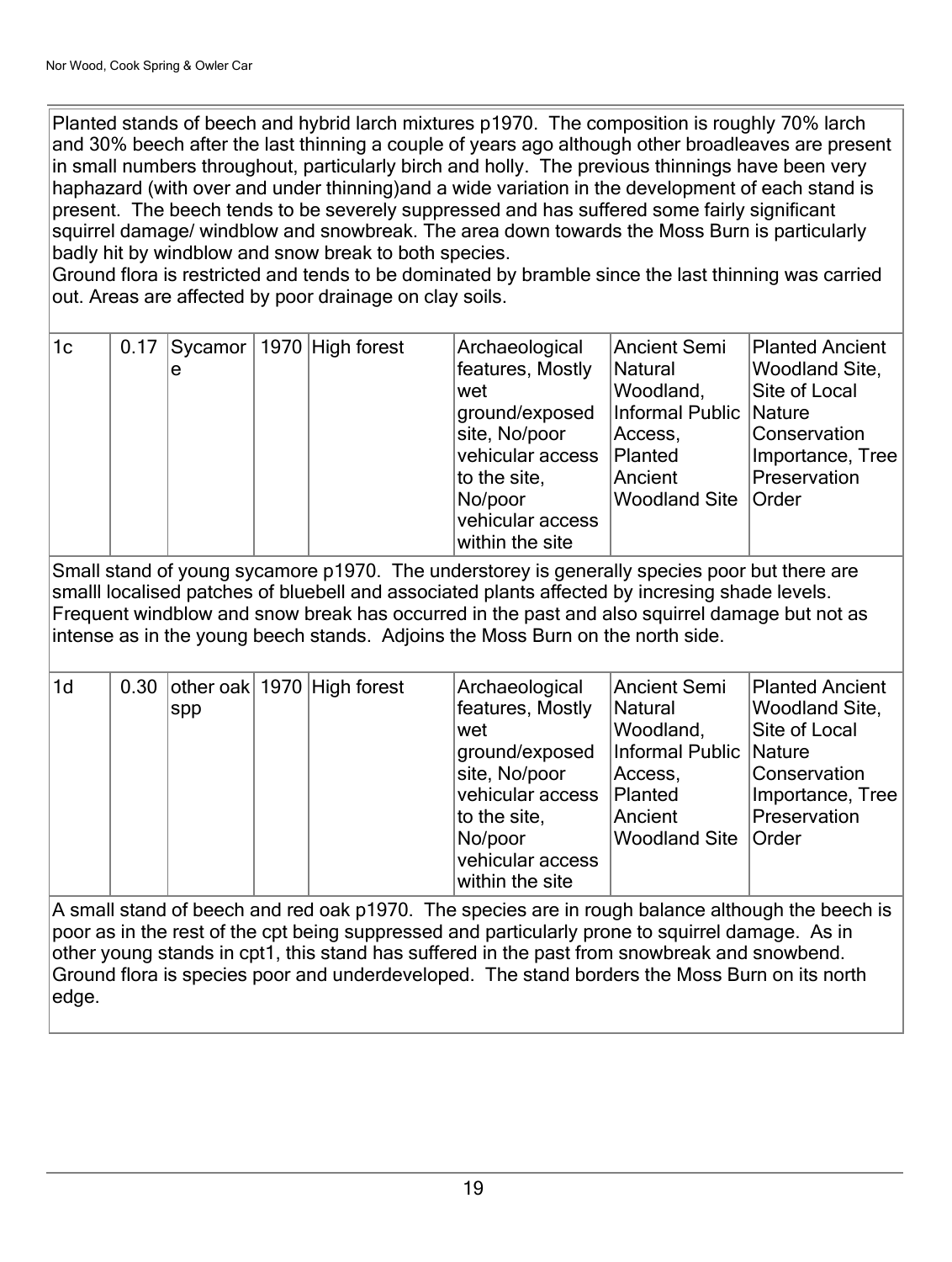Planted stands of beech and hybrid larch mixtures p1970. The composition is roughly 70% larch and 30% beech after the last thinning a couple of years ago although other broadleaves are present in small numbers throughout, particularly birch and holly. The previous thinnings have been very haphazard (with over and under thinning)and a wide variation in the development of each stand is present. The beech tends to be severely suppressed and has suffered some fairly significant squirrel damage/ windblow and snowbreak. The area down towards the Moss Burn is particularly badly hit by windblow and snow break to both species.
Ground flora is restricted and tends to be dominated by bramble since the last thinning was carried out. Areas are affected by poor drainage on clay soils.

| | | | | | | | |
|---|---|---|---|---|---|---|---|
| 1c | 0.17 | Sycamore | 1970 | High forest | Archaeological features, Mostly wet ground/exposed site, No/poor vehicular access to the site, No/poor vehicular access within the site | Ancient Semi Natural Woodland, Informal Public Access, Planted Ancient Woodland Site | Planted Ancient Woodland Site, Site of Local Nature Conservation Importance, Tree Preservation Order |

Small stand of young sycamore p1970. The understorey is generally species poor but there are smalll localised patches of bluebell and associated plants affected by incresing shade levels. Frequent windblow and snow break has occurred in the past and also squirrel damage but not as intense as in the young beech stands. Adjoins the Moss Burn on the north side.

| | | | | | | | |
|---|---|---|---|---|---|---|---|
| 1d | 0.30 | other oak spp | 1970 | High forest | Archaeological features, Mostly wet ground/exposed site, No/poor vehicular access to the site, No/poor vehicular access within the site | Ancient Semi Natural Woodland, Informal Public Access, Planted Ancient Woodland Site | Planted Ancient Woodland Site, Site of Local Nature Conservation Importance, Tree Preservation Order |

A small stand of beech and red oak p1970. The species are in rough balance although the beech is poor as in the rest of the cpt being suppressed and particularly prone to squirrel damage. As in other young stands in cpt1, this stand has suffered in the past from snowbreak and snowbend. Ground flora is species poor and underdeveloped. The stand borders the Moss Burn on its north edge.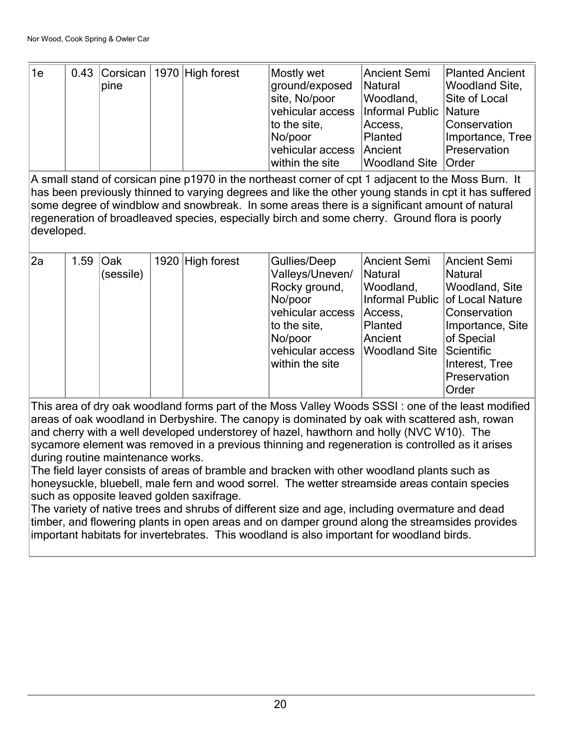| 1e | 0.43 | Corsican pine | 1970 | High forest | Mostly wet ground/exposed site, No/poor vehicular access to the site, No/poor vehicular access within the site | Ancient Semi Natural Woodland, Informal Public Access, Planted Ancient Woodland Site | Planted Ancient Woodland Site, Site of Local Nature Conservation Importance, Tree Preservation Order |
|---|---|---|---|---|---|---|---|

A small stand of corsican pine p1970 in the northeast corner of cpt 1 adjacent to the Moss Burn. It has been previously thinned to varying degrees and like the other young stands in cpt it has suffered some degree of windblow and snowbreak. In some areas there is a significant amount of natural regeneration of broadleaved species, especially birch and some cherry. Ground flora is poorly developed.

| 2a | 1.59 | Oak (sessile) | 1920 | High forest | Gullies/Deep Valleys/Uneven/ Rocky ground, No/poor vehicular access to the site, No/poor vehicular access within the site | Ancient Semi Natural Woodland, Informal Public Access, Planted Ancient Woodland Site | Ancient Semi Natural Woodland, Site of Local Nature Conservation Importance, Site of Special Scientific Interest, Tree Preservation Order |
|---|---|---|---|---|---|---|---|

This area of dry oak woodland forms part of the Moss Valley Woods SSSI : one of the least modified areas of oak woodland in Derbyshire. The canopy is dominated by oak with scattered ash, rowan and cherry with a well developed understorey of hazel, hawthorn and holly (NVC W10). The sycamore element was removed in a previous thinning and regeneration is controlled as it arises during routine maintenance works.
The field layer consists of areas of bramble and bracken with other woodland plants such as honeysuckle, bluebell, male fern and wood sorrel. The wetter streamside areas contain species such as opposite leaved golden saxifrage.
The variety of native trees and shrubs of different size and age, including overmature and dead timber, and flowering plants in open areas and on damper ground along the streamsides provides important habitats for invertebrates. This woodland is also important for woodland birds.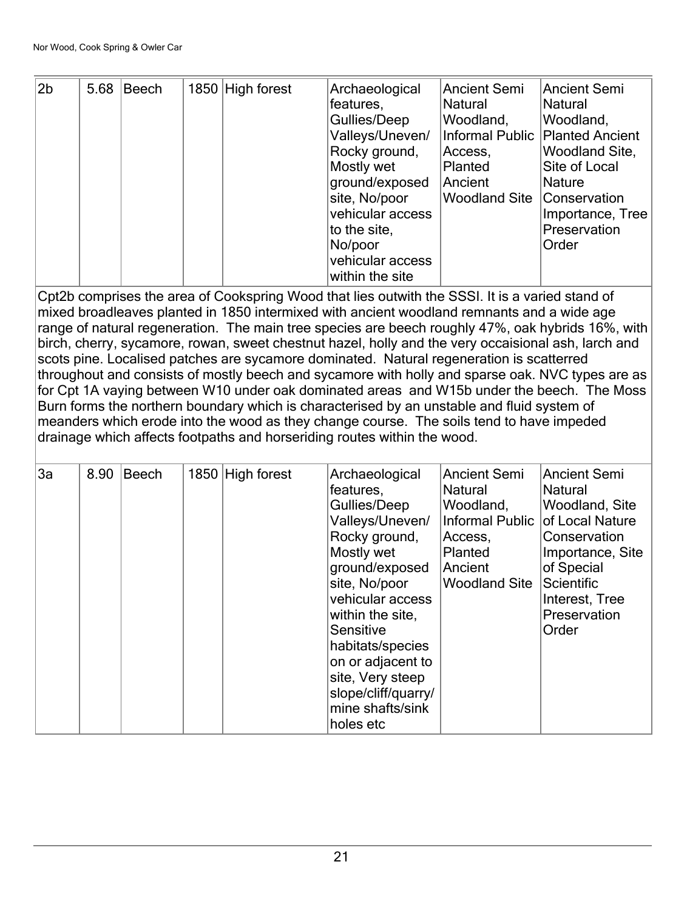| 2b | 5.68 | Beech | 1850 | High forest | Archaeological features, Gullies/Deep Valleys/Uneven/ Rocky ground, Mostly wet ground/exposed site, No/poor vehicular access to the site, No/poor vehicular access within the site | Ancient Semi Natural Woodland, Informal Public Access, Planted Ancient Woodland Site | Ancient Semi Natural Woodland, Planted Ancient Woodland Site, Site of Local Nature Conservation Importance, Tree Preservation Order |
|---|---|---|---|---|---|---|---|

Cpt2b comprises the area of Cookspring Wood that lies outwith the SSSI. It is a varied stand of mixed broadleaves planted in 1850 intermixed with ancient woodland remnants and a wide age range of natural regeneration. The main tree species are beech roughly 47%, oak hybrids 16%, with birch, cherry, sycamore, rowan, sweet chestnut hazel, holly and the very occaisional ash, larch and scots pine. Localised patches are sycamore dominated. Natural regeneration is scatterred throughout and consists of mostly beech and sycamore with holly and sparse oak. NVC types are as for Cpt 1A vaying between W10 under oak dominated areas and W15b under the beech. The Moss Burn forms the northern boundary which is characterised by an unstable and fluid system of meanders which erode into the wood as they change course. The soils tend to have impeded drainage which affects footpaths and horseriding routes within the wood.

| 3a | 8.90 | Beech | 1850 | High forest | Archaeological features, Gullies/Deep Valleys/Uneven/ Rocky ground, Mostly wet ground/exposed site, No/poor vehicular access within the site, Sensitive habitats/species on or adjacent to site, Very steep slope/cliff/quarry/ mine shafts/sink holes etc | Ancient Semi Natural Woodland, Informal Public Access, Planted Ancient Woodland Site | Ancient Semi Natural Woodland, Site of Local Nature Conservation Importance, Site of Special Scientific Interest, Tree Preservation Order |
|---|---|---|---|---|---|---|---|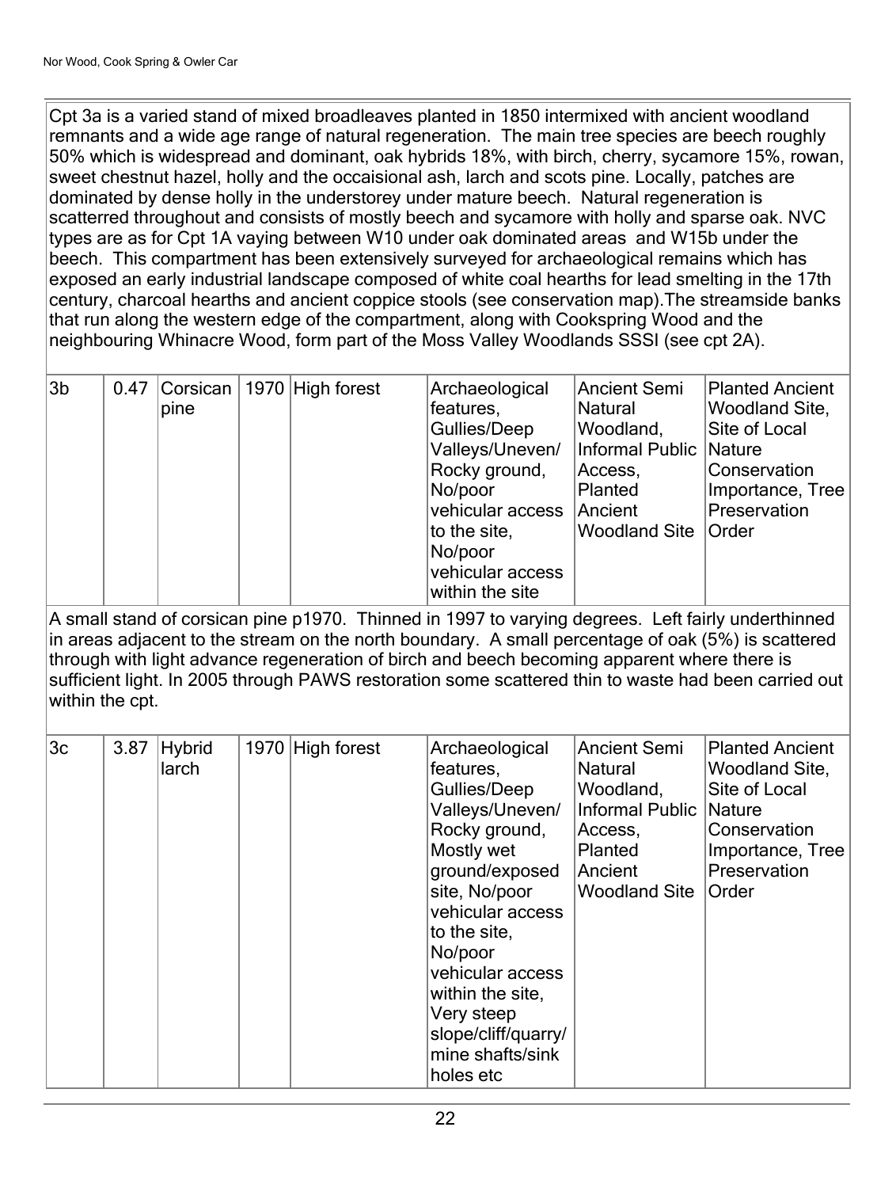Cpt 3a is a varied stand of mixed broadleaves planted in 1850 intermixed with ancient woodland remnants and a wide age range of natural regeneration. The main tree species are beech roughly 50% which is widespread and dominant, oak hybrids 18%, with birch, cherry, sycamore 15%, rowan, sweet chestnut hazel, holly and the occaisional ash, larch and scots pine. Locally, patches are dominated by dense holly in the understorey under mature beech. Natural regeneration is scatterred throughout and consists of mostly beech and sycamore with holly and sparse oak. NVC types are as for Cpt 1A vaying between W10 under oak dominated areas and W15b under the beech. This compartment has been extensively surveyed for archaeological remains which has exposed an early industrial landscape composed of white coal hearths for lead smelting in the 17th century, charcoal hearths and ancient coppice stools (see conservation map).The streamside banks that run along the western edge of the compartment, along with Cookspring Wood and the neighbouring Whinacre Wood, form part of the Moss Valley Woodlands SSSI (see cpt 2A).

| | | | | | | | |
|---|---|---|---|---|---|---|---|
| 3b | 0.47 | Corsican pine | 1970 | High forest | Archaeological features, Gullies/Deep Valleys/Uneven/ Rocky ground, No/poor vehicular access to the site, No/poor vehicular access within the site | Ancient Semi Natural Woodland, Informal Public Access, Planted Ancient Woodland Site | Planted Ancient Woodland Site, Site of Local Nature Conservation Importance, Tree Preservation Order |

A small stand of corsican pine p1970. Thinned in 1997 to varying degrees. Left fairly underthinned in areas adjacent to the stream on the north boundary. A small percentage of oak (5%) is scattered through with light advance regeneration of birch and beech becoming apparent where there is sufficient light. In 2005 through PAWS restoration some scattered thin to waste had been carried out within the cpt.

| | | | | | | | |
|---|---|---|---|---|---|---|---|
| 3c | 3.87 | Hybrid larch | 1970 | High forest | Archaeological features, Gullies/Deep Valleys/Uneven/ Rocky ground, Mostly wet ground/exposed site, No/poor vehicular access to the site, No/poor vehicular access within the site, Very steep slope/cliff/quarry/ mine shafts/sink holes etc | Ancient Semi Natural Woodland, Informal Public Access, Planted Ancient Woodland Site | Planted Ancient Woodland Site, Site of Local Nature Conservation Importance, Tree Preservation Order |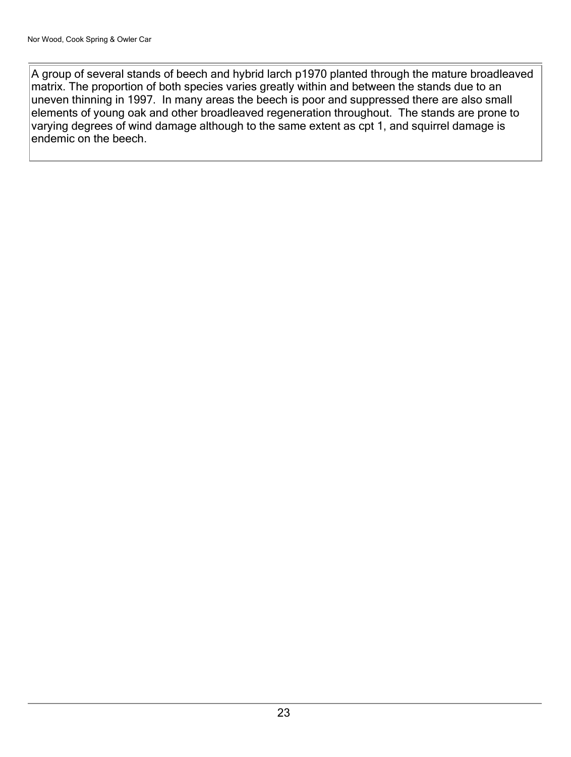A group of several stands of beech and hybrid larch p1970 planted through the mature broadleaved matrix. The proportion of both species varies greatly within and between the stands due to an uneven thinning in 1997. In many areas the beech is poor and suppressed there are also small elements of young oak and other broadleaved regeneration throughout. The stands are prone to varying degrees of wind damage although to the same extent as cpt 1, and squirrel damage is endemic on the beech.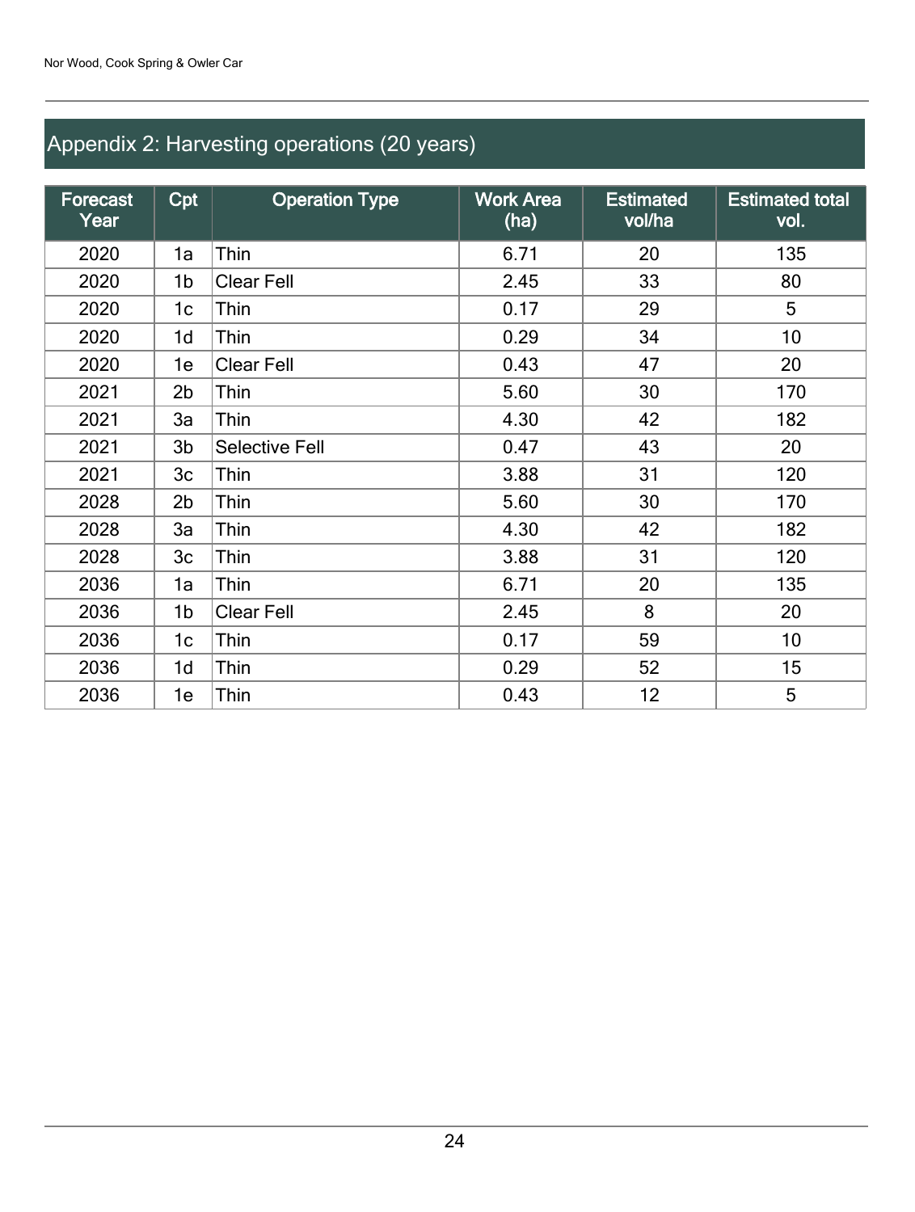## Appendix 2: Harvesting operations (20 years)

| Forecast Year | Cpt | Operation Type | Work Area (ha) | Estimated vol/ha | Estimated total vol. |
|---|---|---|---|---|---|
| 2020 | 1a | Thin | 6.71 | 20 | 135 |
| 2020 | 1b | Clear Fell | 2.45 | 33 | 80 |
| 2020 | 1c | Thin | 0.17 | 29 | 5 |
| 2020 | 1d | Thin | 0.29 | 34 | 10 |
| 2020 | 1e | Clear Fell | 0.43 | 47 | 20 |
| 2021 | 2b | Thin | 5.60 | 30 | 170 |
| 2021 | 3a | Thin | 4.30 | 42 | 182 |
| 2021 | 3b | Selective Fell | 0.47 | 43 | 20 |
| 2021 | 3c | Thin | 3.88 | 31 | 120 |
| 2028 | 2b | Thin | 5.60 | 30 | 170 |
| 2028 | 3a | Thin | 4.30 | 42 | 182 |
| 2028 | 3c | Thin | 3.88 | 31 | 120 |
| 2036 | 1a | Thin | 6.71 | 20 | 135 |
| 2036 | 1b | Clear Fell | 2.45 | 8 | 20 |
| 2036 | 1c | Thin | 0.17 | 59 | 10 |
| 2036 | 1d | Thin | 0.29 | 52 | 15 |
| 2036 | 1e | Thin | 0.43 | 12 | 5 |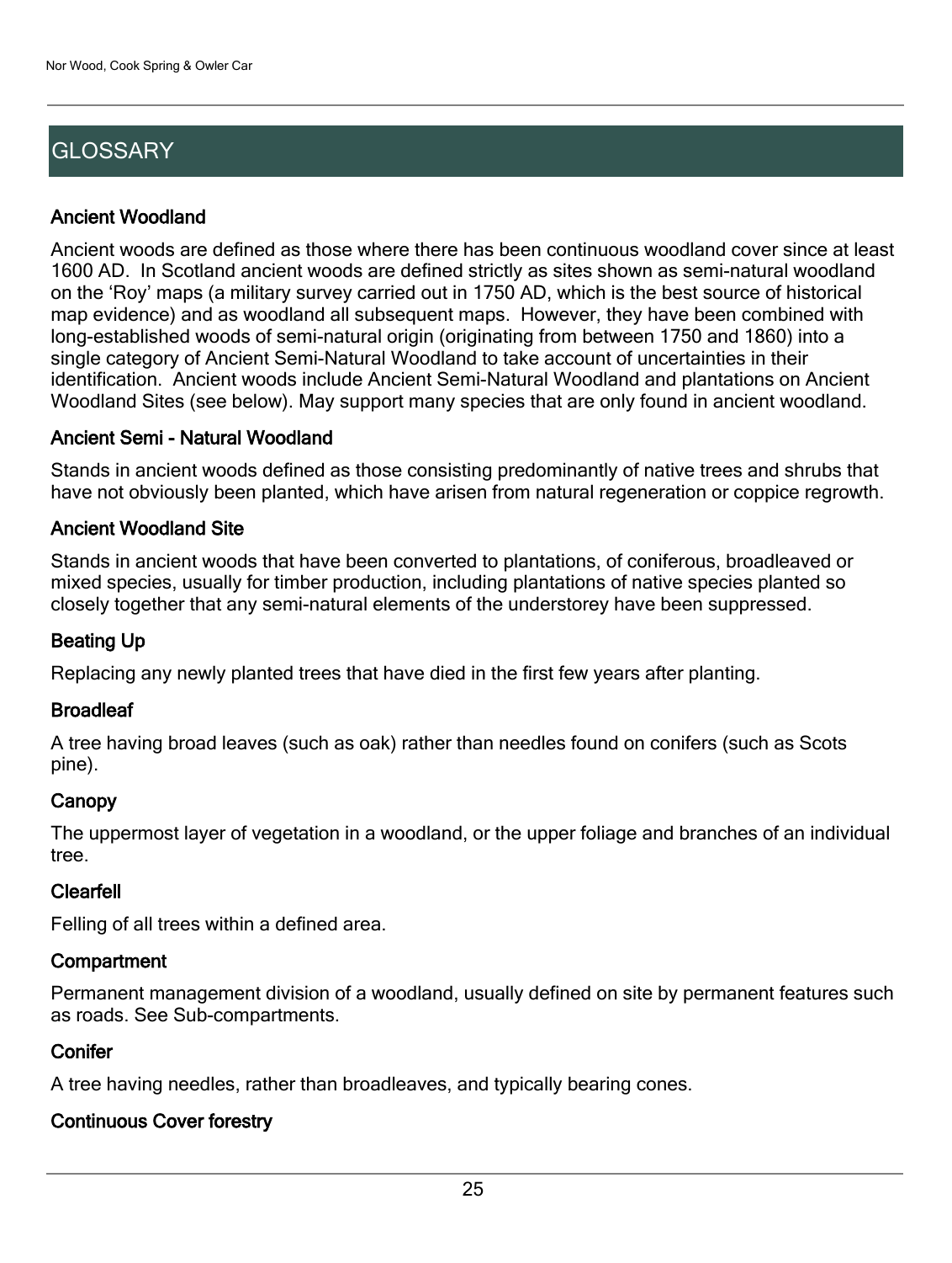# GLOSSARY

### Ancient Woodland

Ancient woods are defined as those where there has been continuous woodland cover since at least 1600 AD. In Scotland ancient woods are defined strictly as sites shown as semi-natural woodland on the 'Roy' maps (a military survey carried out in 1750 AD, which is the best source of historical map evidence) and as woodland all subsequent maps. However, they have been combined with long-established woods of semi-natural origin (originating from between 1750 and 1860) into a single category of Ancient Semi-Natural Woodland to take account of uncertainties in their identification. Ancient woods include Ancient Semi-Natural Woodland and plantations on Ancient Woodland Sites (see below). May support many species that are only found in ancient woodland.

### Ancient Semi - Natural Woodland

Stands in ancient woods defined as those consisting predominantly of native trees and shrubs that have not obviously been planted, which have arisen from natural regeneration or coppice regrowth.

### Ancient Woodland Site

Stands in ancient woods that have been converted to plantations, of coniferous, broadleaved or mixed species, usually for timber production, including plantations of native species planted so closely together that any semi-natural elements of the understorey have been suppressed.

### Beating Up

Replacing any newly planted trees that have died in the first few years after planting.

### Broadleaf

A tree having broad leaves (such as oak) rather than needles found on conifers (such as Scots pine).

### Canopy

The uppermost layer of vegetation in a woodland, or the upper foliage and branches of an individual tree.

### Clearfell

Felling of all trees within a defined area.

### Compartment

Permanent management division of a woodland, usually defined on site by permanent features such as roads. See Sub-compartments.

### Conifer

A tree having needles, rather than broadleaves, and typically bearing cones.

### Continuous Cover forestry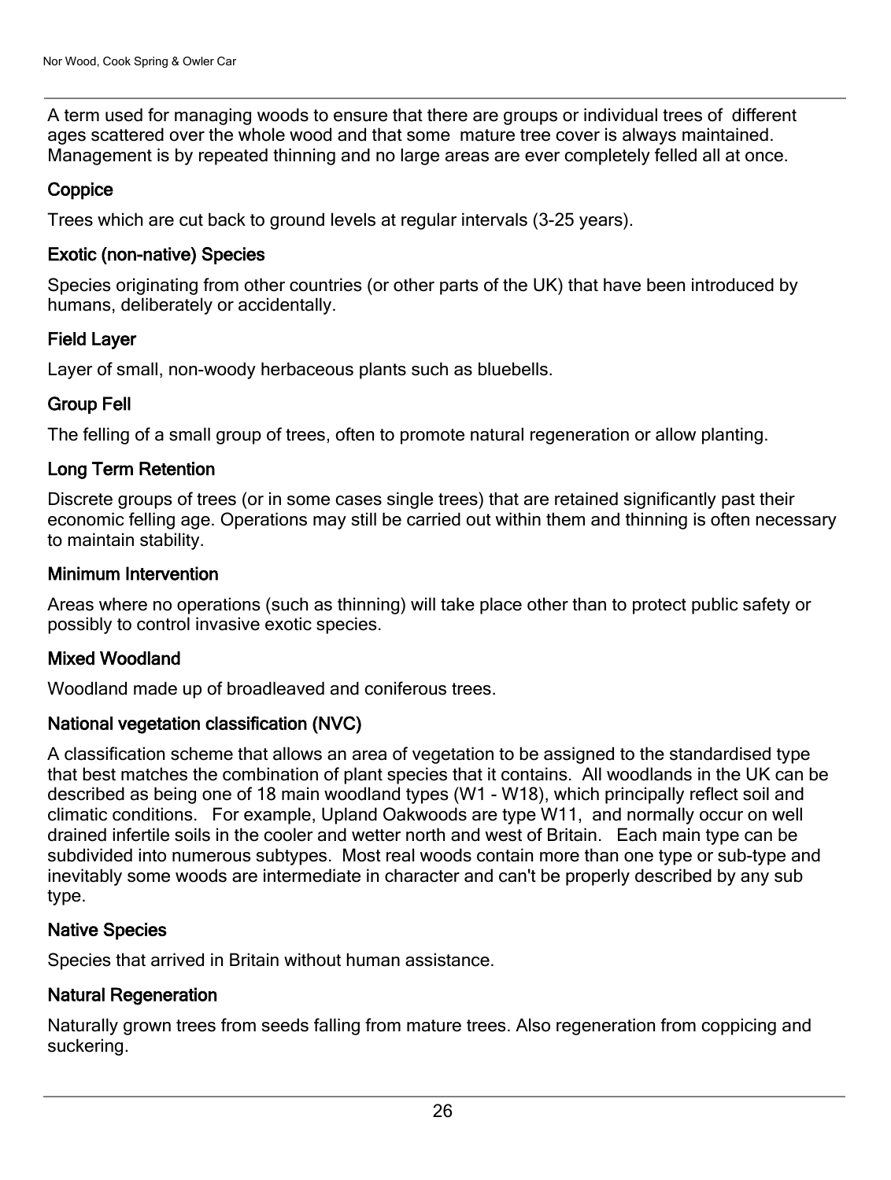A term used for managing woods to ensure that there are groups or individual trees of different ages scattered over the whole wood and that some mature tree cover is always maintained. Management is by repeated thinning and no large areas are ever completely felled all at once.

### Coppice

Trees which are cut back to ground levels at regular intervals (3-25 years).

### Exotic (non-native) Species

Species originating from other countries (or other parts of the UK) that have been introduced by humans, deliberately or accidentally.

### Field Layer

Layer of small, non-woody herbaceous plants such as bluebells.

### Group Fell

The felling of a small group of trees, often to promote natural regeneration or allow planting.

### Long Term Retention

Discrete groups of trees (or in some cases single trees) that are retained significantly past their economic felling age. Operations may still be carried out within them and thinning is often necessary to maintain stability.

### Minimum Intervention

Areas where no operations (such as thinning) will take place other than to protect public safety or possibly to control invasive exotic species.

### Mixed Woodland

Woodland made up of broadleaved and coniferous trees.

### National vegetation classification (NVC)

A classification scheme that allows an area of vegetation to be assigned to the standardised type that best matches the combination of plant species that it contains. All woodlands in the UK can be described as being one of 18 main woodland types (W1 - W18), which principally reflect soil and climatic conditions. For example, Upland Oakwoods are type W11, and normally occur on well drained infertile soils in the cooler and wetter north and west of Britain. Each main type can be subdivided into numerous subtypes. Most real woods contain more than one type or sub-type and inevitably some woods are intermediate in character and can't be properly described by any sub type.

### Native Species

Species that arrived in Britain without human assistance.

### Natural Regeneration

Naturally grown trees from seeds falling from mature trees. Also regeneration from coppicing and suckering.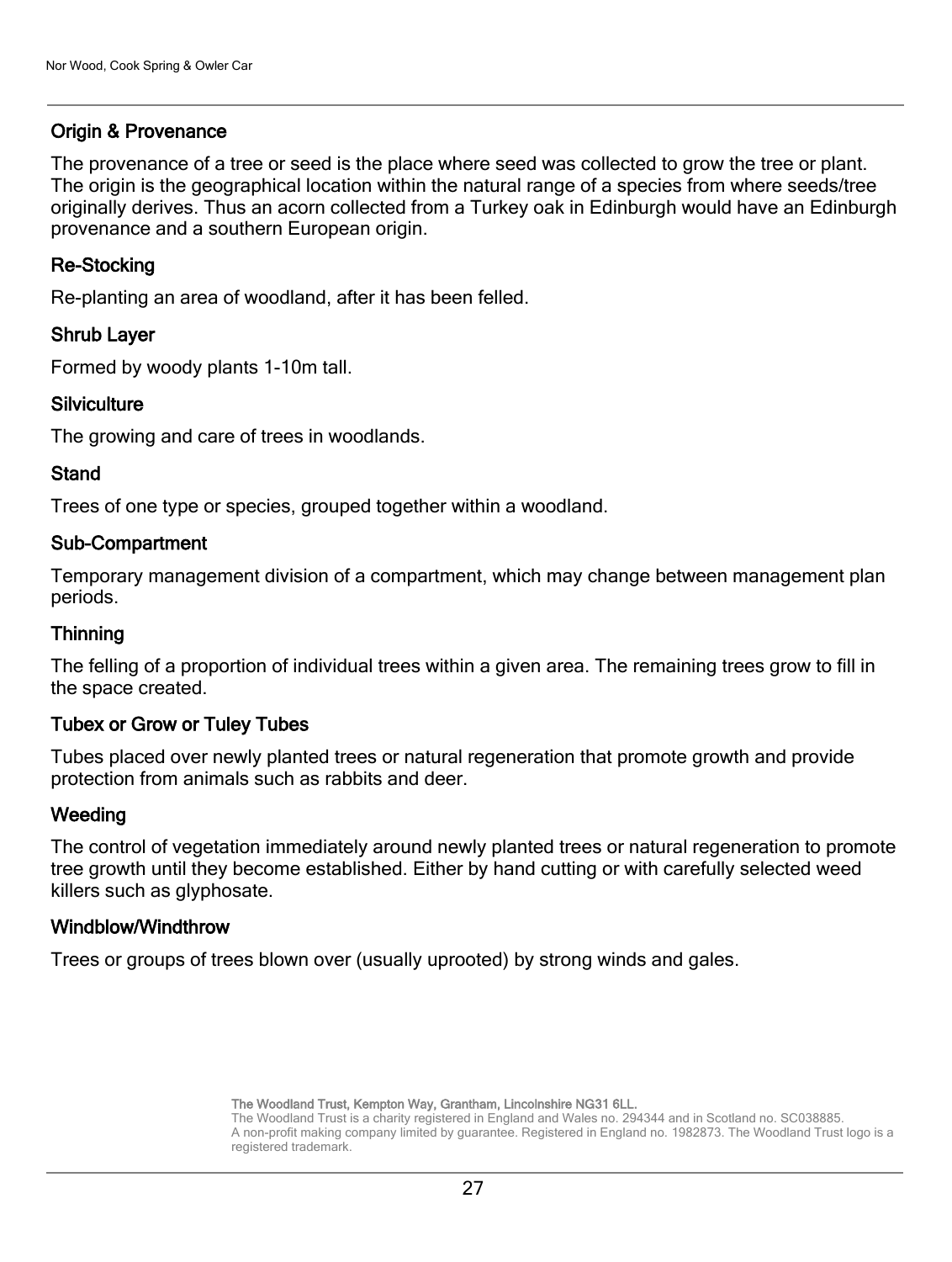### Origin & Provenance

The provenance of a tree or seed is the place where seed was collected to grow the tree or plant. The origin is the geographical location within the natural range of a species from where seeds/tree originally derives. Thus an acorn collected from a Turkey oak in Edinburgh would have an Edinburgh provenance and a southern European origin.

### Re-Stocking

Re-planting an area of woodland, after it has been felled.

### Shrub Layer

Formed by woody plants 1-10m tall.

### Silviculture

The growing and care of trees in woodlands.

### Stand

Trees of one type or species, grouped together within a woodland.

### Sub-Compartment

Temporary management division of a compartment, which may change between management plan periods.

### Thinning

The felling of a proportion of individual trees within a given area. The remaining trees grow to fill in the space created.

### Tubex or Grow or Tuley Tubes

Tubes placed over newly planted trees or natural regeneration that promote growth and provide protection from animals such as rabbits and deer.

### Weeding

The control of vegetation immediately around newly planted trees or natural regeneration to promote tree growth until they become established. Either by hand cutting or with carefully selected weed killers such as glyphosate.

### Windblow/Windthrow

Trees or groups of trees blown over (usually uprooted) by strong winds and gales.